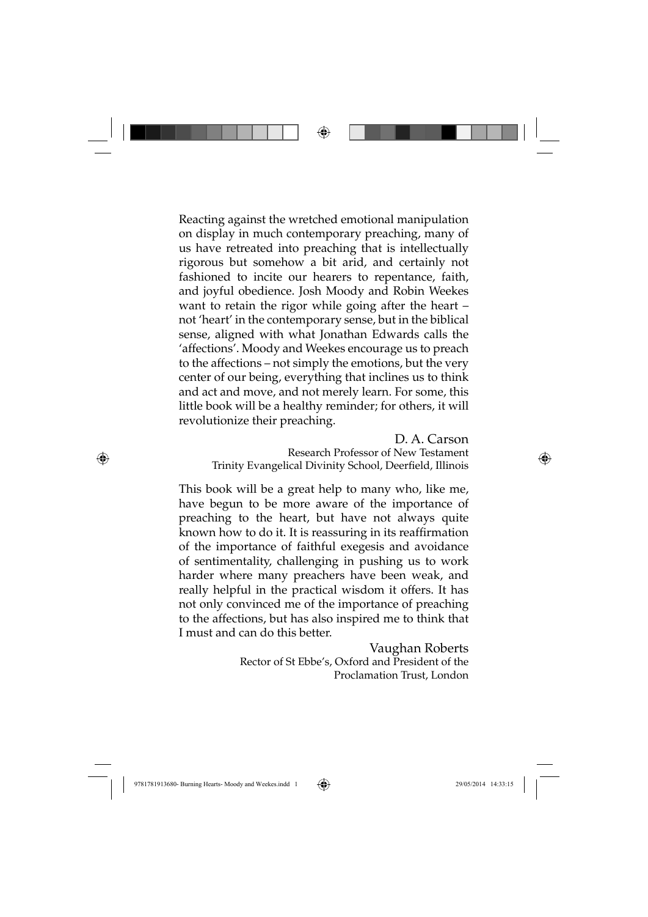Reacting against the wretched emotional manipulation on display in much contemporary preaching, many of us have retreated into preaching that is intellectually rigorous but somehow a bit arid, and certainly not fashioned to incite our hearers to repentance, faith, and joyful obedience. Josh Moody and Robin Weekes want to retain the rigor while going after the heart – not 'heart' in the contemporary sense, but in the biblical sense, aligned with what Jonathan Edwards calls the 'affections'. Moody and Weekes encourage us to preach to the affections – not simply the emotions, but the very center of our being, everything that inclines us to think and act and move, and not merely learn. For some, this little book will be a healthy reminder; for others, it will revolutionize their preaching.

D. A. Carson
Research Professor of New Testament
Trinity Evangelical Divinity School, Deerfield, Illinois

This book will be a great help to many who, like me, have begun to be more aware of the importance of preaching to the heart, but have not always quite known how to do it. It is reassuring in its reaffirmation of the importance of faithful exegesis and avoidance of sentimentality, challenging in pushing us to work harder where many preachers have been weak, and really helpful in the practical wisdom it offers. It has not only convinced me of the importance of preaching to the affections, but has also inspired me to think that I must and can do this better.

Vaughan Roberts
Rector of St Ebbe's, Oxford and President of the
Proclamation Trust, London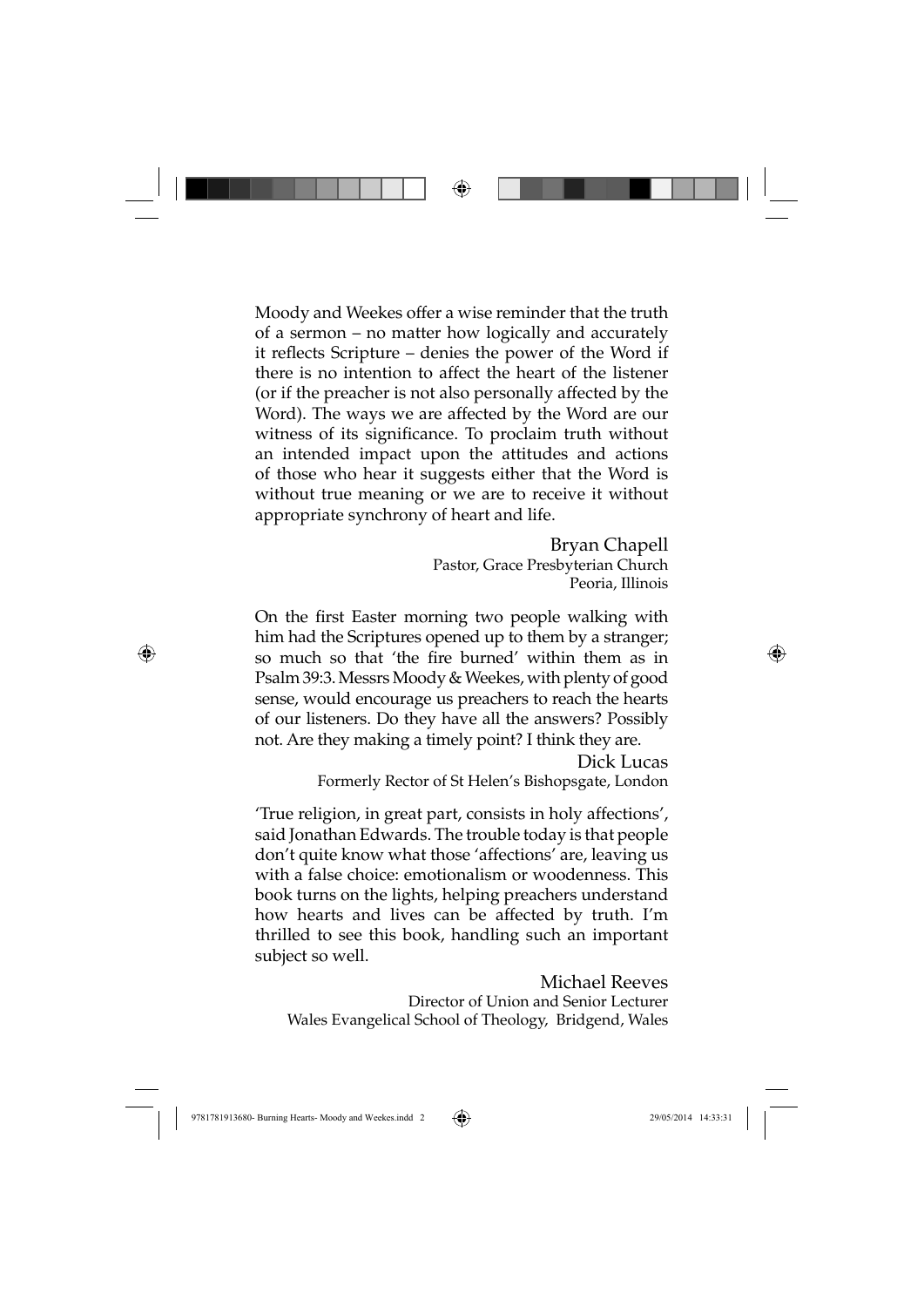Moody and Weekes offer a wise reminder that the truth of a sermon – no matter how logically and accurately it reflects Scripture – denies the power of the Word if there is no intention to affect the heart of the listener (or if the preacher is not also personally affected by the Word). The ways we are affected by the Word are our witness of its significance. To proclaim truth without an intended impact upon the attitudes and actions of those who hear it suggests either that the Word is without true meaning or we are to receive it without appropriate synchrony of heart and life.

Bryan Chapell
Pastor, Grace Presbyterian Church
Peoria, Illinois

On the first Easter morning two people walking with him had the Scriptures opened up to them by a stranger; so much so that 'the fire burned' within them as in Psalm 39:3. Messrs Moody & Weekes, with plenty of good sense, would encourage us preachers to reach the hearts of our listeners. Do they have all the answers? Possibly not. Are they making a timely point? I think they are.

Dick Lucas
Formerly Rector of St Helen's Bishopsgate, London

'True religion, in great part, consists in holy affections', said Jonathan Edwards. The trouble today is that people don't quite know what those 'affections' are, leaving us with a false choice: emotionalism or woodenness. This book turns on the lights, helping preachers understand how hearts and lives can be affected by truth. I'm thrilled to see this book, handling such an important subject so well.

Michael Reeves
Director of Union and Senior Lecturer
Wales Evangelical School of Theology, Bridgend, Wales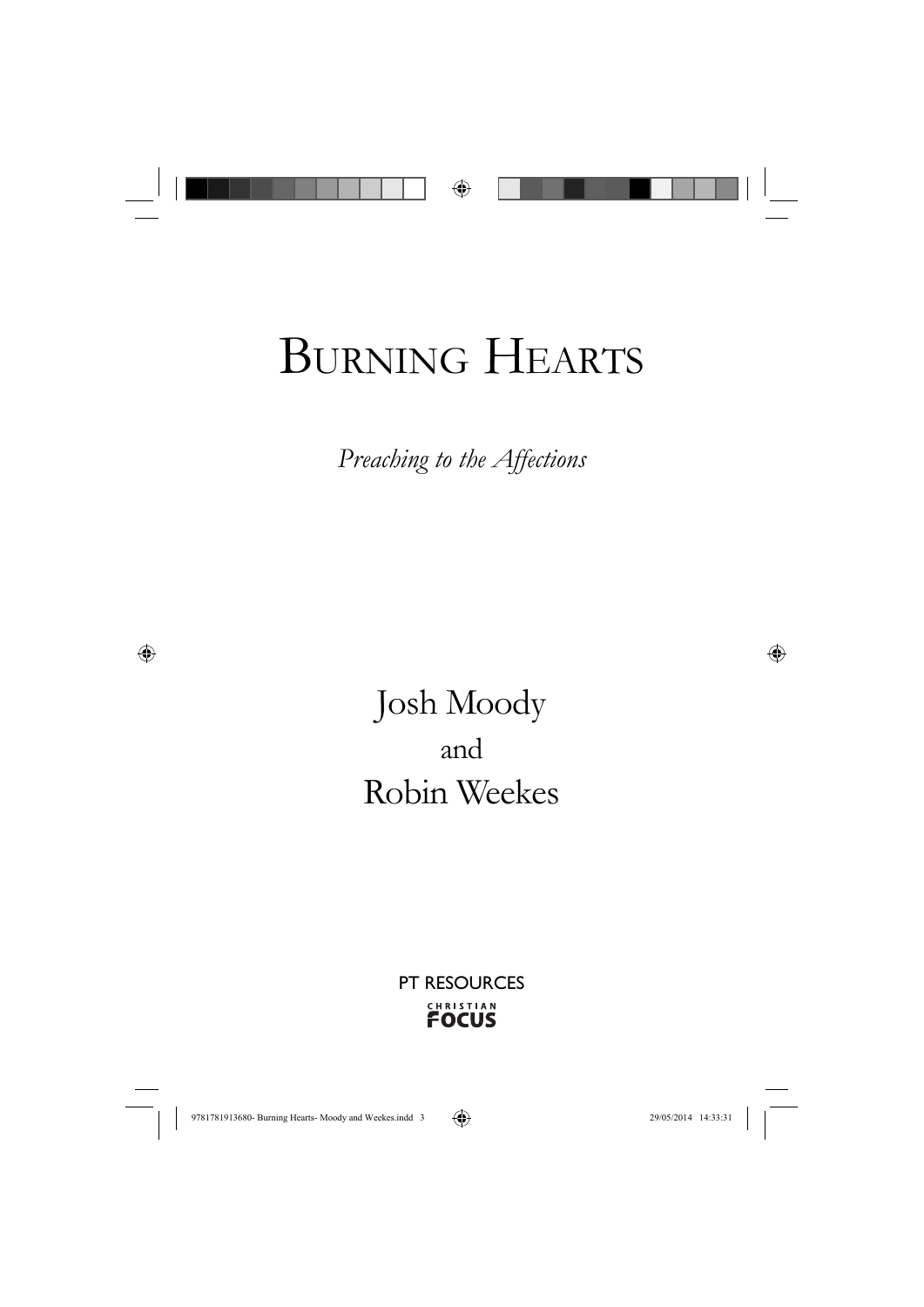# Burning Hearts

*Preaching to the Affections*

Josh Moody

and

Robin Weekes

PT RESOURCES

CHRISTIAN FOCUS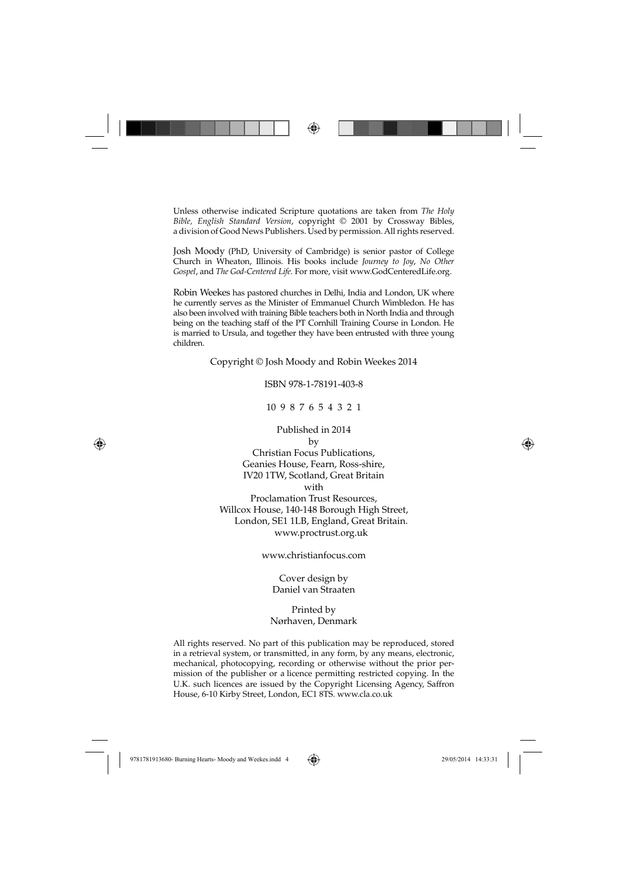Unless otherwise indicated Scripture quotations are taken from *The Holy Bible, English Standard Version*, copyright © 2001 by Crossway Bibles, a division of Good News Publishers. Used by permission. All rights reserved.

Josh Moody (PhD, University of Cambridge) is senior pastor of College Church in Wheaton, Illinois. His books include *Journey to Joy*, *No Other Gospel*, and *The God-Centered Life*. For more, visit www.GodCenteredLife.org.

Robin Weekes has pastored churches in Delhi, India and London, UK where he currently serves as the Minister of Emmanuel Church Wimbledon. He has also been involved with training Bible teachers both in North India and through being on the teaching staff of the PT Cornhill Training Course in London. He is married to Ursula, and together they have been entrusted with three young children.

Copyright © Josh Moody and Robin Weekes 2014

ISBN 978-1-78191-403-8

10 9 8 7 6 5 4 3 2 1

Published in 2014
by
Christian Focus Publications,
Geanies House, Fearn, Ross-shire,
IV20 1TW, Scotland, Great Britain
with
Proclamation Trust Resources,
Willcox House, 140-148 Borough High Street,
London, SE1 1LB, England, Great Britain.
www.proctrust.org.uk

www.christianfocus.com

Cover design by
Daniel van Straaten

Printed by
Nørhaven, Denmark

All rights reserved. No part of this publication may be reproduced, stored in a retrieval system, or transmitted, in any form, by any means, electronic, mechanical, photocopying, recording or otherwise without the prior permission of the publisher or a licence permitting restricted copying. In the U.K. such licences are issued by the Copyright Licensing Agency, Saffron House, 6-10 Kirby Street, London, EC1 8TS. www.cla.co.uk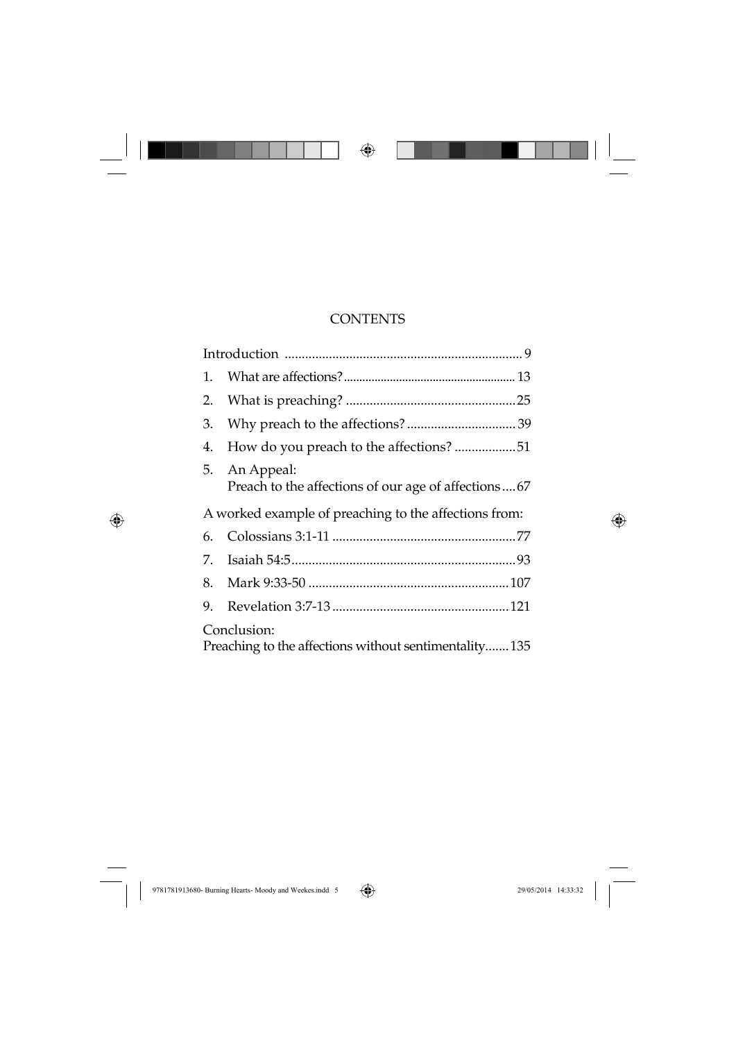# CONTENTS

Introduction ..................................................................... 9

1. What are affections? ........................................................ 13
2. What is preaching? ......................................................... 25
3. Why preach to the affections? ........................................ 39
4. How do you preach to the affections? .......................... 51
5. An Appeal:
   Preach to the affections of our age of affections .... 67

A worked example of preaching to the affections from:

6. Colossians 3:1-11 .......................................................... 77
7. Isaiah 54:5 ..................................................................... 93
8. Mark 9:33-50 ................................................................ 107
9. Revelation 3:7-13 ......................................................... 121

Conclusion:
Preaching to the affections without sentimentality....... 135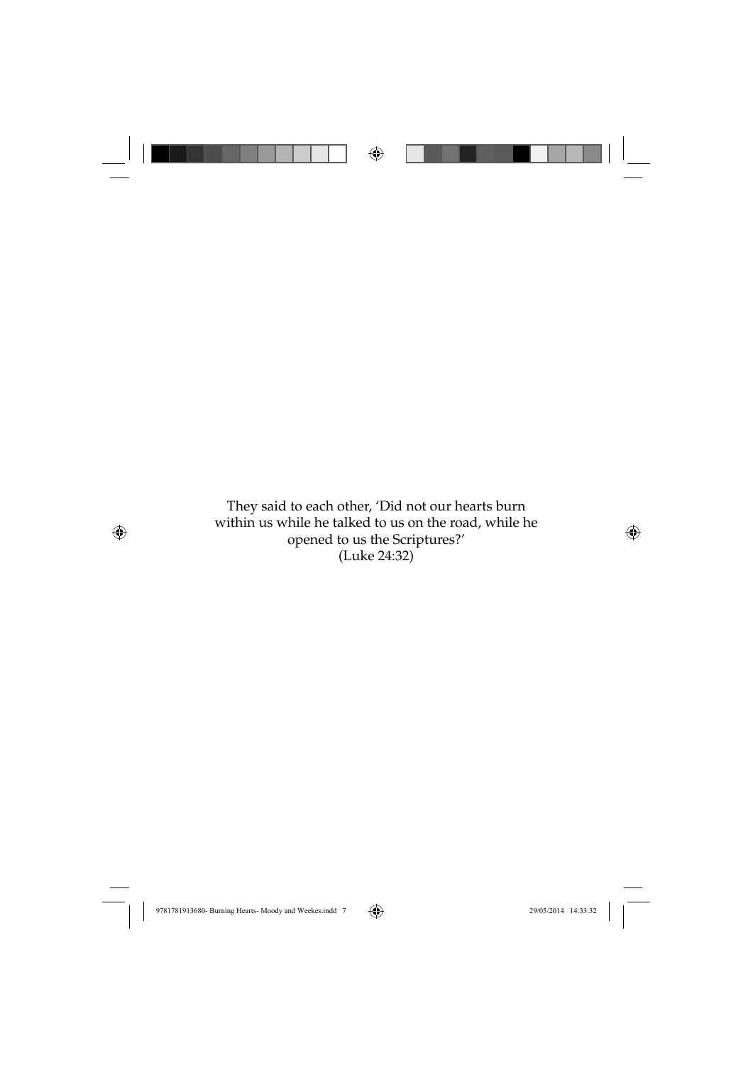They said to each other, 'Did not our hearts burn within us while he talked to us on the road, while he opened to us the Scriptures?'
(Luke 24:32)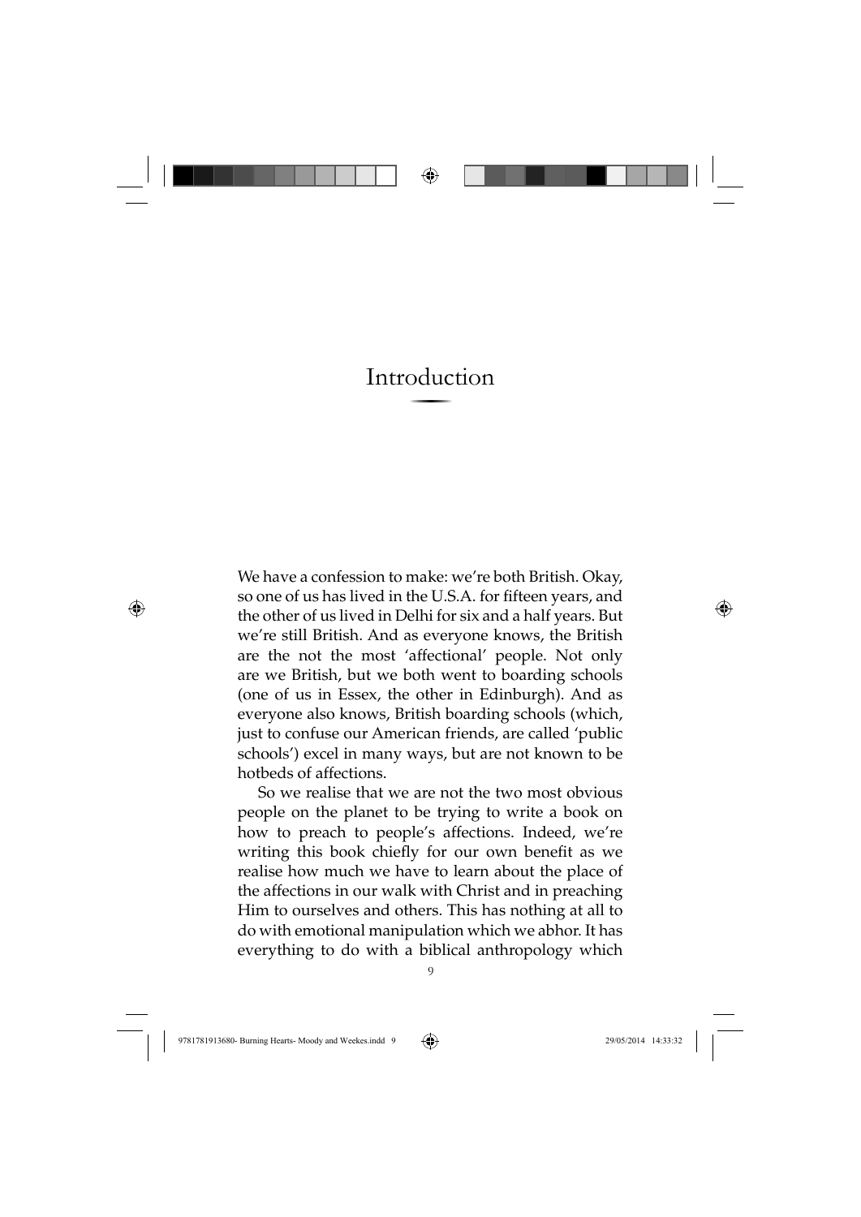# Introduction

We have a confession to make: we're both British. Okay, so one of us has lived in the U.S.A. for fifteen years, and the other of us lived in Delhi for six and a half years. But we're still British. And as everyone knows, the British are the not the most 'affectional' people. Not only are we British, but we both went to boarding schools (one of us in Essex, the other in Edinburgh). And as everyone also knows, British boarding schools (which, just to confuse our American friends, are called 'public schools') excel in many ways, but are not known to be hotbeds of affections.

So we realise that we are not the two most obvious people on the planet to be trying to write a book on how to preach to people's affections. Indeed, we're writing this book chiefly for our own benefit as we realise how much we have to learn about the place of the affections in our walk with Christ and in preaching Him to ourselves and others. This has nothing at all to do with emotional manipulation which we abhor. It has everything to do with a biblical anthropology which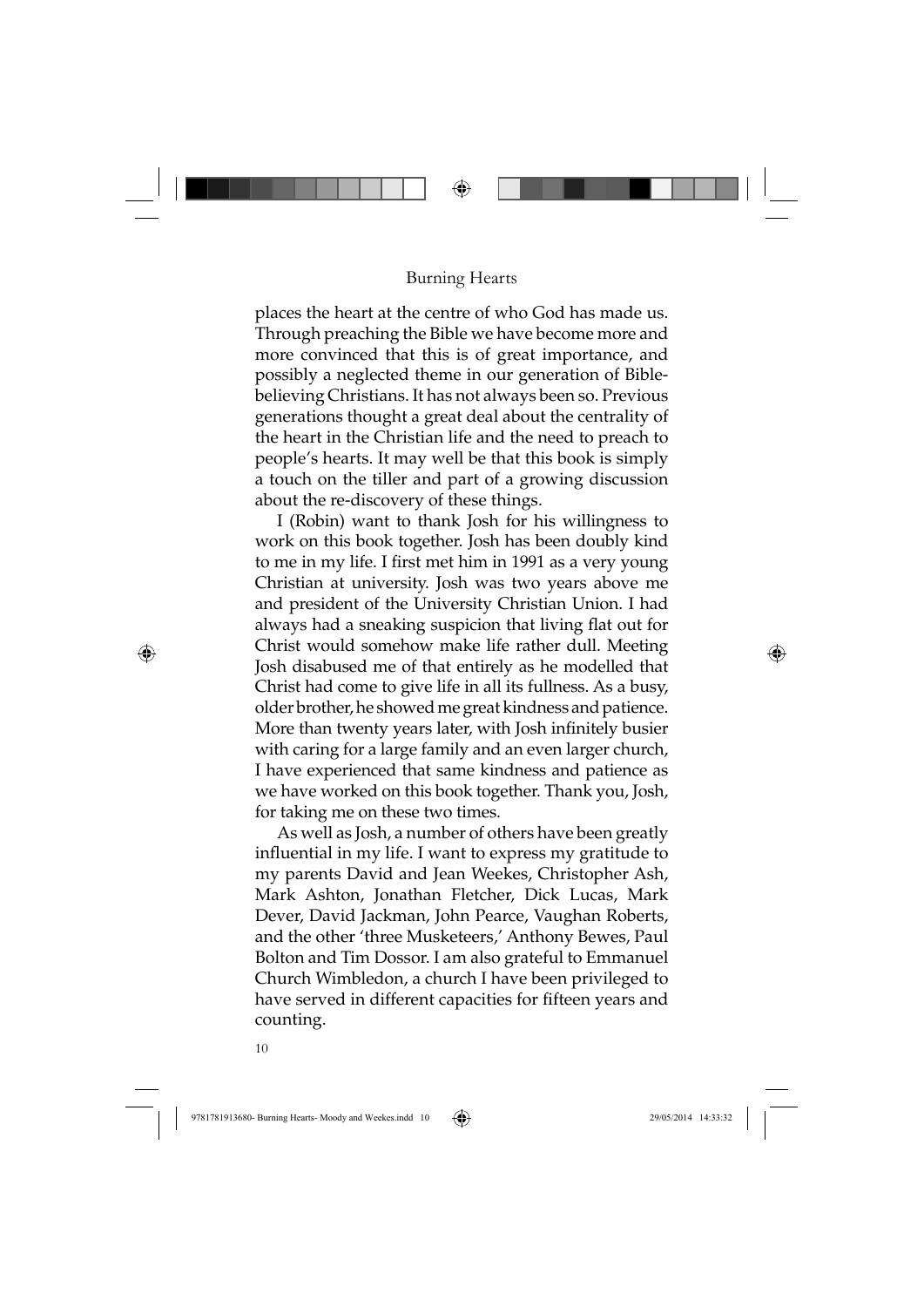places the heart at the centre of who God has made us. Through preaching the Bible we have become more and more convinced that this is of great importance, and possibly a neglected theme in our generation of Bible-believing Christians. It has not always been so. Previous generations thought a great deal about the centrality of the heart in the Christian life and the need to preach to people's hearts. It may well be that this book is simply a touch on the tiller and part of a growing discussion about the re-discovery of these things.

I (Robin) want to thank Josh for his willingness to work on this book together. Josh has been doubly kind to me in my life. I first met him in 1991 as a very young Christian at university. Josh was two years above me and president of the University Christian Union. I had always had a sneaking suspicion that living flat out for Christ would somehow make life rather dull. Meeting Josh disabused me of that entirely as he modelled that Christ had come to give life in all its fullness. As a busy, older brother, he showed me great kindness and patience. More than twenty years later, with Josh infinitely busier with caring for a large family and an even larger church, I have experienced that same kindness and patience as we have worked on this book together. Thank you, Josh, for taking me on these two times.

As well as Josh, a number of others have been greatly influential in my life. I want to express my gratitude to my parents David and Jean Weekes, Christopher Ash, Mark Ashton, Jonathan Fletcher, Dick Lucas, Mark Dever, David Jackman, John Pearce, Vaughan Roberts, and the other 'three Musketeers,' Anthony Bewes, Paul Bolton and Tim Dossor. I am also grateful to Emmanuel Church Wimbledon, a church I have been privileged to have served in different capacities for fifteen years and counting.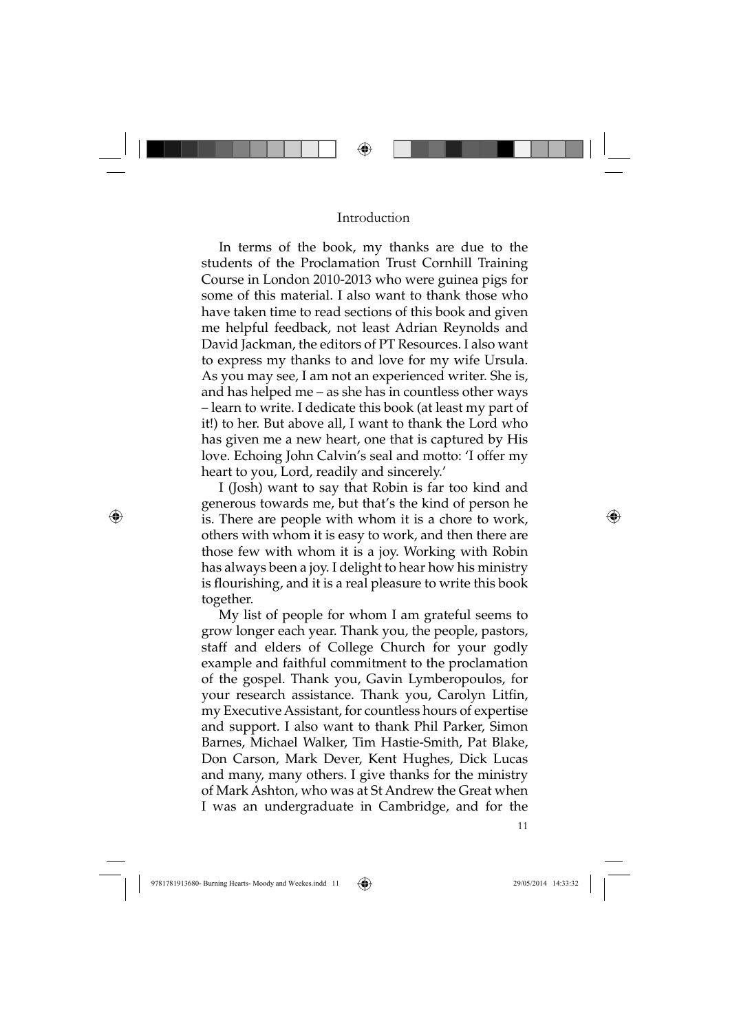In terms of the book, my thanks are due to the students of the Proclamation Trust Cornhill Training Course in London 2010-2013 who were guinea pigs for some of this material. I also want to thank those who have taken time to read sections of this book and given me helpful feedback, not least Adrian Reynolds and David Jackman, the editors of PT Resources. I also want to express my thanks to and love for my wife Ursula. As you may see, I am not an experienced writer. She is, and has helped me – as she has in countless other ways – learn to write. I dedicate this book (at least my part of it!) to her. But above all, I want to thank the Lord who has given me a new heart, one that is captured by His love. Echoing John Calvin's seal and motto: 'I offer my heart to you, Lord, readily and sincerely.'

I (Josh) want to say that Robin is far too kind and generous towards me, but that's the kind of person he is. There are people with whom it is a chore to work, others with whom it is easy to work, and then there are those few with whom it is a joy. Working with Robin has always been a joy. I delight to hear how his ministry is flourishing, and it is a real pleasure to write this book together.

My list of people for whom I am grateful seems to grow longer each year. Thank you, the people, pastors, staff and elders of College Church for your godly example and faithful commitment to the proclamation of the gospel. Thank you, Gavin Lymberopoulos, for your research assistance. Thank you, Carolyn Litfin, my Executive Assistant, for countless hours of expertise and support. I also want to thank Phil Parker, Simon Barnes, Michael Walker, Tim Hastie-Smith, Pat Blake, Don Carson, Mark Dever, Kent Hughes, Dick Lucas and many, many others. I give thanks for the ministry of Mark Ashton, who was at St Andrew the Great when I was an undergraduate in Cambridge, and for the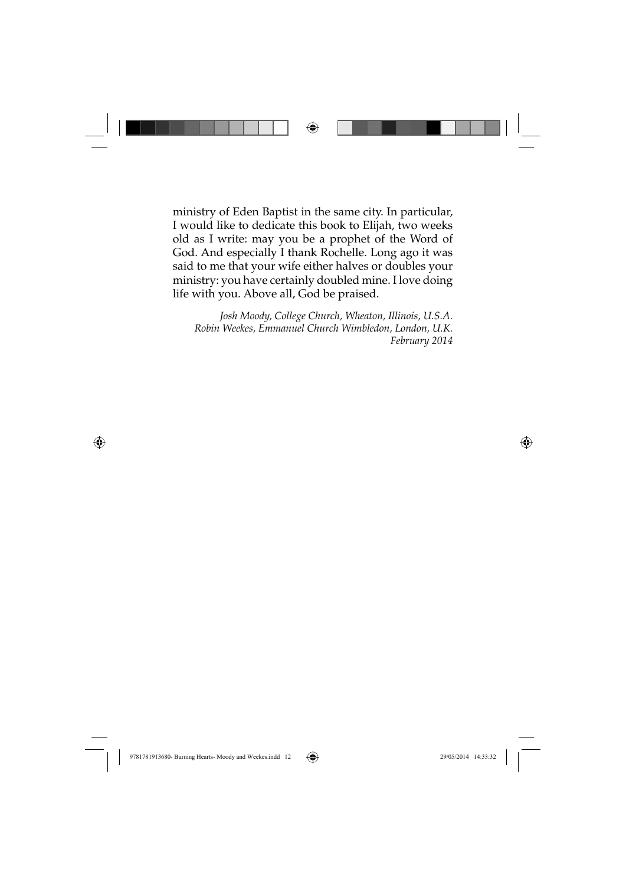ministry of Eden Baptist in the same city. In particular, I would like to dedicate this book to Elijah, two weeks old as I write: may you be a prophet of the Word of God. And especially I thank Rochelle. Long ago it was said to me that your wife either halves or doubles your ministry: you have certainly doubled mine. I love doing life with you. Above all, God be praised.

*Josh Moody, College Church, Wheaton, Illinois, U.S.A.*
*Robin Weekes, Emmanuel Church Wimbledon, London, U.K.*
*February 2014*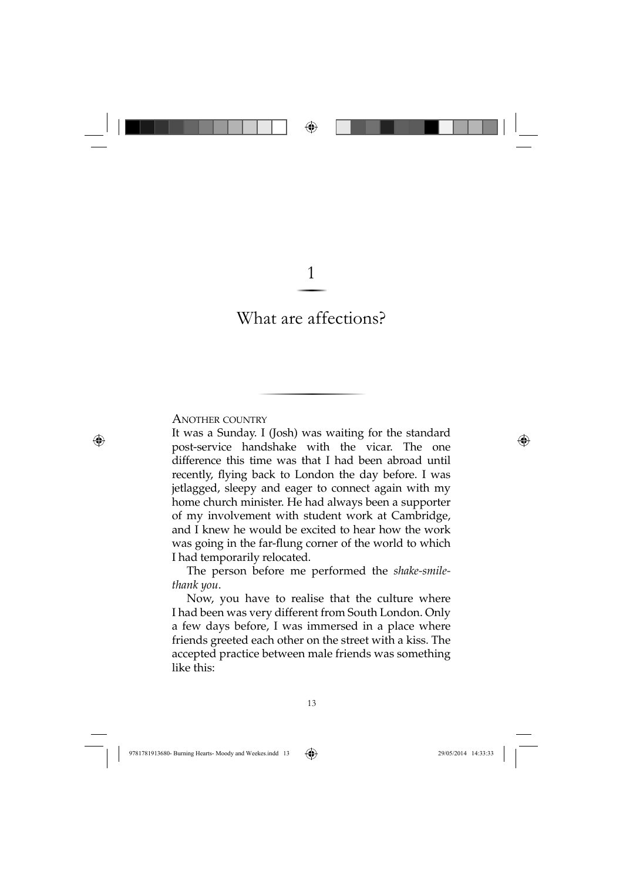# 1

# What are affections?

## Another country

It was a Sunday. I (Josh) was waiting for the standard post-service handshake with the vicar. The one difference this time was that I had been abroad until recently, flying back to London the day before. I was jetlagged, sleepy and eager to connect again with my home church minister. He had always been a supporter of my involvement with student work at Cambridge, and I knew he would be excited to hear how the work was going in the far-flung corner of the world to which I had temporarily relocated.

The person before me performed the *shake-smile-thank you*.

Now, you have to realise that the culture where I had been was very different from South London. Only a few days before, I was immersed in a place where friends greeted each other on the street with a kiss. The accepted practice between male friends was something like this: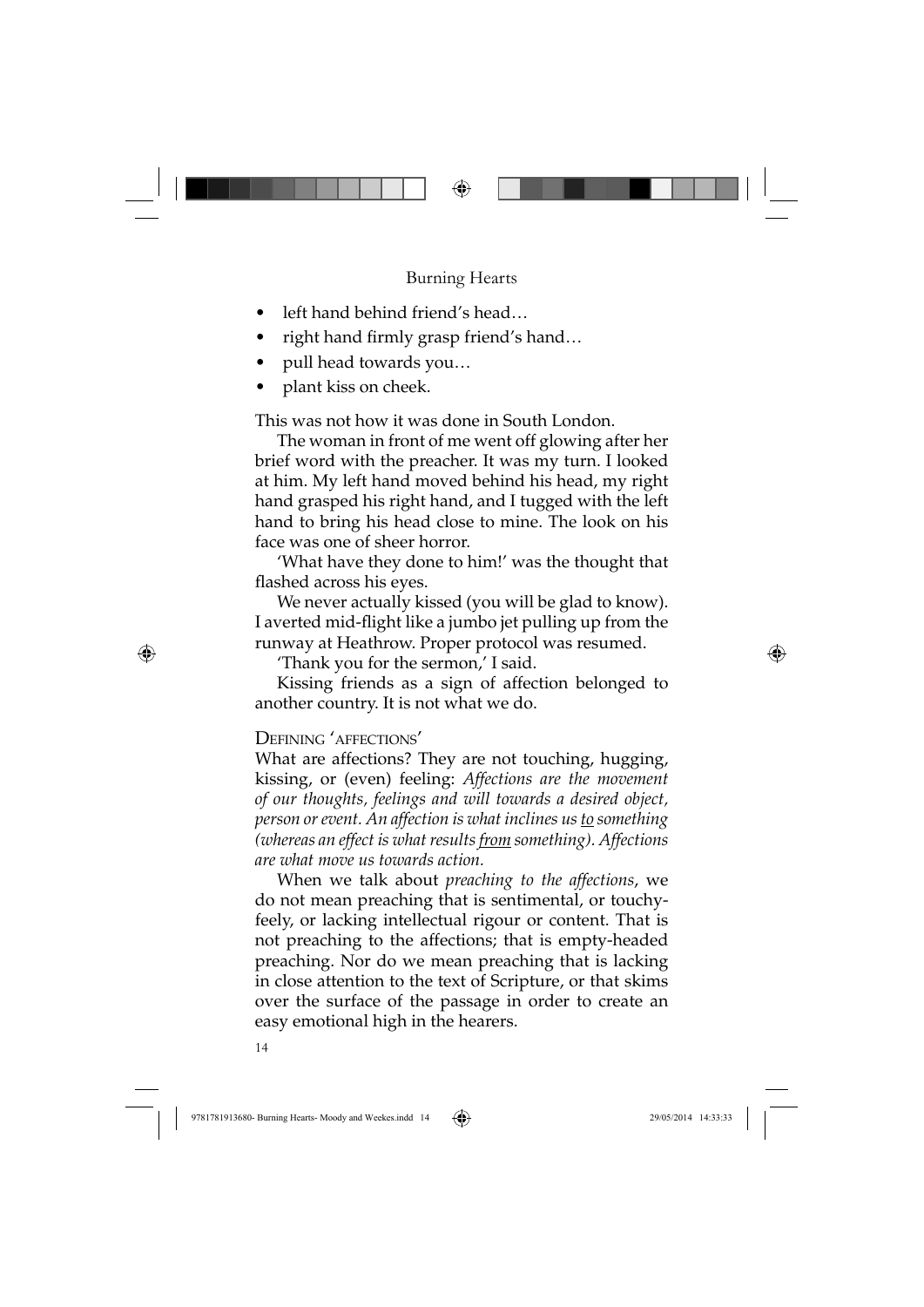- left hand behind friend's head…
- right hand firmly grasp friend's hand…
- pull head towards you…
- plant kiss on cheek.

This was not how it was done in South London.

The woman in front of me went off glowing after her brief word with the preacher. It was my turn. I looked at him. My left hand moved behind his head, my right hand grasped his right hand, and I tugged with the left hand to bring his head close to mine. The look on his face was one of sheer horror.

'What have they done to him!' was the thought that flashed across his eyes.

We never actually kissed (you will be glad to know). I averted mid-flight like a jumbo jet pulling up from the runway at Heathrow. Proper protocol was resumed.

'Thank you for the sermon,' I said.

Kissing friends as a sign of affection belonged to another country. It is not what we do.

### Defining 'affections'

What are affections? They are not touching, hugging, kissing, or (even) feeling: *Affections are the movement of our thoughts, feelings and will towards a desired object, person or event. An affection is what inclines us <u>to</u> something (whereas an effect is what results <u>from</u> something). Affections are what move us towards action.*

When we talk about *preaching to the affections*, we do not mean preaching that is sentimental, or touchy-feely, or lacking intellectual rigour or content. That is not preaching to the affections; that is empty-headed preaching. Nor do we mean preaching that is lacking in close attention to the text of Scripture, or that skims over the surface of the passage in order to create an easy emotional high in the hearers.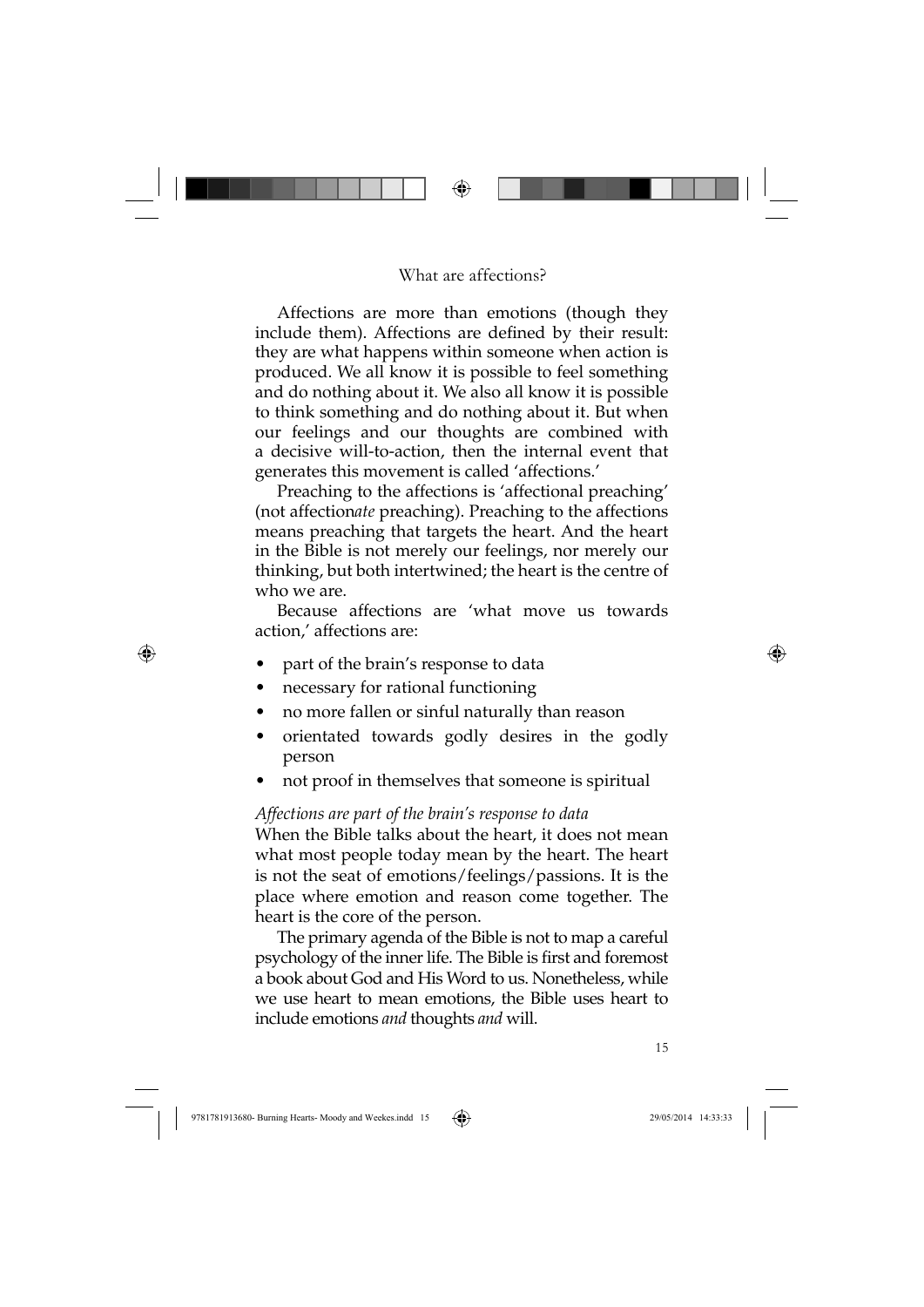## What are affections?

Affections are more than emotions (though they include them). Affections are defined by their result: they are what happens within someone when action is produced. We all know it is possible to feel something and do nothing about it. We also all know it is possible to think something and do nothing about it. But when our feelings and our thoughts are combined with a decisive will-to-action, then the internal event that generates this movement is called 'affections.'

Preaching to the affections is 'affectional preaching' (not affection*ate* preaching). Preaching to the affections means preaching that targets the heart. And the heart in the Bible is not merely our feelings, nor merely our thinking, but both intertwined; the heart is the centre of who we are.

Because affections are 'what move us towards action,' affections are:

- part of the brain's response to data
- necessary for rational functioning
- no more fallen or sinful naturally than reason
- orientated towards godly desires in the godly person
- not proof in themselves that someone is spiritual

### *Affections are part of the brain's response to data*

When the Bible talks about the heart, it does not mean what most people today mean by the heart. The heart is not the seat of emotions/feelings/passions. It is the place where emotion and reason come together. The heart is the core of the person.

The primary agenda of the Bible is not to map a careful psychology of the inner life. The Bible is first and foremost a book about God and His Word to us. Nonetheless, while we use heart to mean emotions, the Bible uses heart to include emotions *and* thoughts *and* will.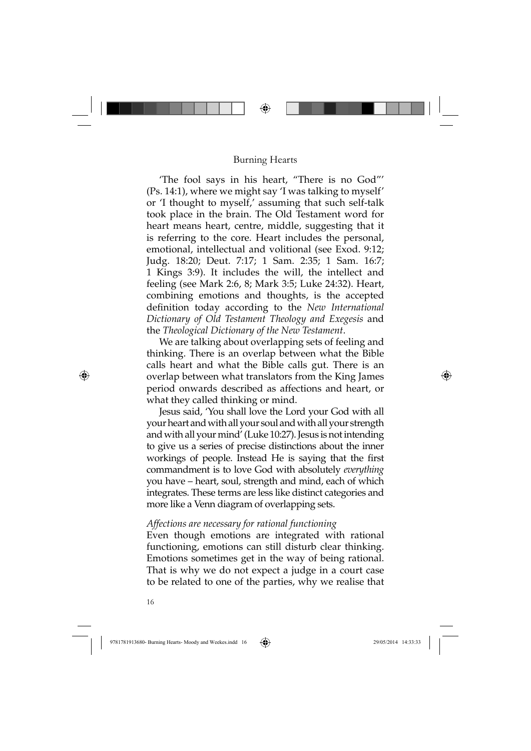'The fool says in his heart, "There is no God"' (Ps. 14:1), where we might say 'I was talking to myself' or 'I thought to myself,' assuming that such self-talk took place in the brain. The Old Testament word for heart means heart, centre, middle, suggesting that it is referring to the core. Heart includes the personal, emotional, intellectual and volitional (see Exod. 9:12; Judg. 18:20; Deut. 7:17; 1 Sam. 2:35; 1 Sam. 16:7; 1 Kings 3:9). It includes the will, the intellect and feeling (see Mark 2:6, 8; Mark 3:5; Luke 24:32). Heart, combining emotions and thoughts, is the accepted definition today according to the *New International Dictionary of Old Testament Theology and Exegesis* and the *Theological Dictionary of the New Testament*.

We are talking about overlapping sets of feeling and thinking. There is an overlap between what the Bible calls heart and what the Bible calls gut. There is an overlap between what translators from the King James period onwards described as affections and heart, or what they called thinking or mind.

Jesus said, 'You shall love the Lord your God with all your heart and with all your soul and with all your strength and with all your mind' (Luke 10:27). Jesus is not intending to give us a series of precise distinctions about the inner workings of people. Instead He is saying that the first commandment is to love God with absolutely *everything* you have – heart, soul, strength and mind, each of which integrates. These terms are less like distinct categories and more like a Venn diagram of overlapping sets.

*Affections are necessary for rational functioning*

Even though emotions are integrated with rational functioning, emotions can still disturb clear thinking. Emotions sometimes get in the way of being rational. That is why we do not expect a judge in a court case to be related to one of the parties, why we realise that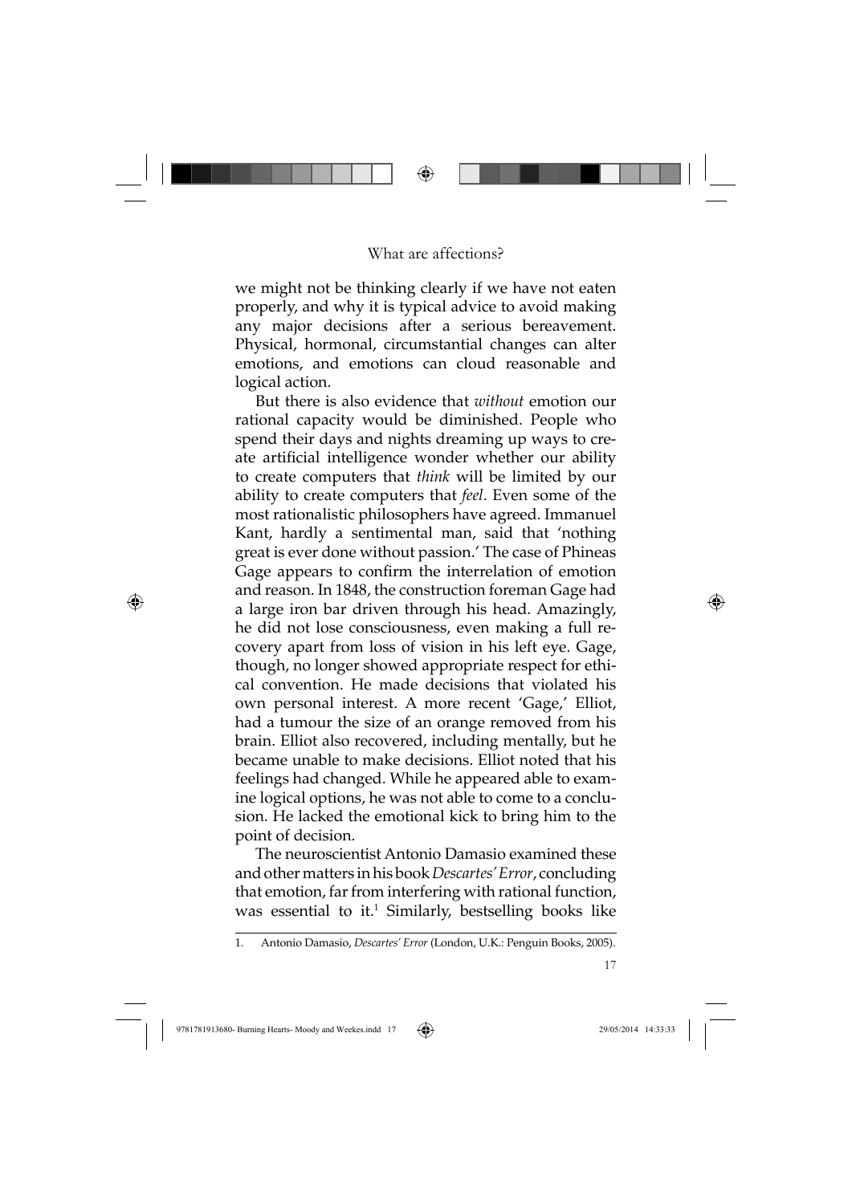we might not be thinking clearly if we have not eaten properly, and why it is typical advice to avoid making any major decisions after a serious bereavement. Physical, hormonal, circumstantial changes can alter emotions, and emotions can cloud reasonable and logical action.

But there is also evidence that *without* emotion our rational capacity would be diminished. People who spend their days and nights dreaming up ways to create artificial intelligence wonder whether our ability to create computers that *think* will be limited by our ability to create computers that *feel*. Even some of the most rationalistic philosophers have agreed. Immanuel Kant, hardly a sentimental man, said that 'nothing great is ever done without passion.' The case of Phineas Gage appears to confirm the interrelation of emotion and reason. In 1848, the construction foreman Gage had a large iron bar driven through his head. Amazingly, he did not lose consciousness, even making a full recovery apart from loss of vision in his left eye. Gage, though, no longer showed appropriate respect for ethical convention. He made decisions that violated his own personal interest. A more recent 'Gage,' Elliot, had a tumour the size of an orange removed from his brain. Elliot also recovered, including mentally, but he became unable to make decisions. Elliot noted that his feelings had changed. While he appeared able to examine logical options, he was not able to come to a conclusion. He lacked the emotional kick to bring him to the point of decision.

The neuroscientist Antonio Damasio examined these and other matters in his book *Descartes' Error*, concluding that emotion, far from interfering with rational function, was essential to it.[1] Similarly, bestselling books like

---

1. Antonio Damasio, *Descartes' Error* (London, U.K.: Penguin Books, 2005).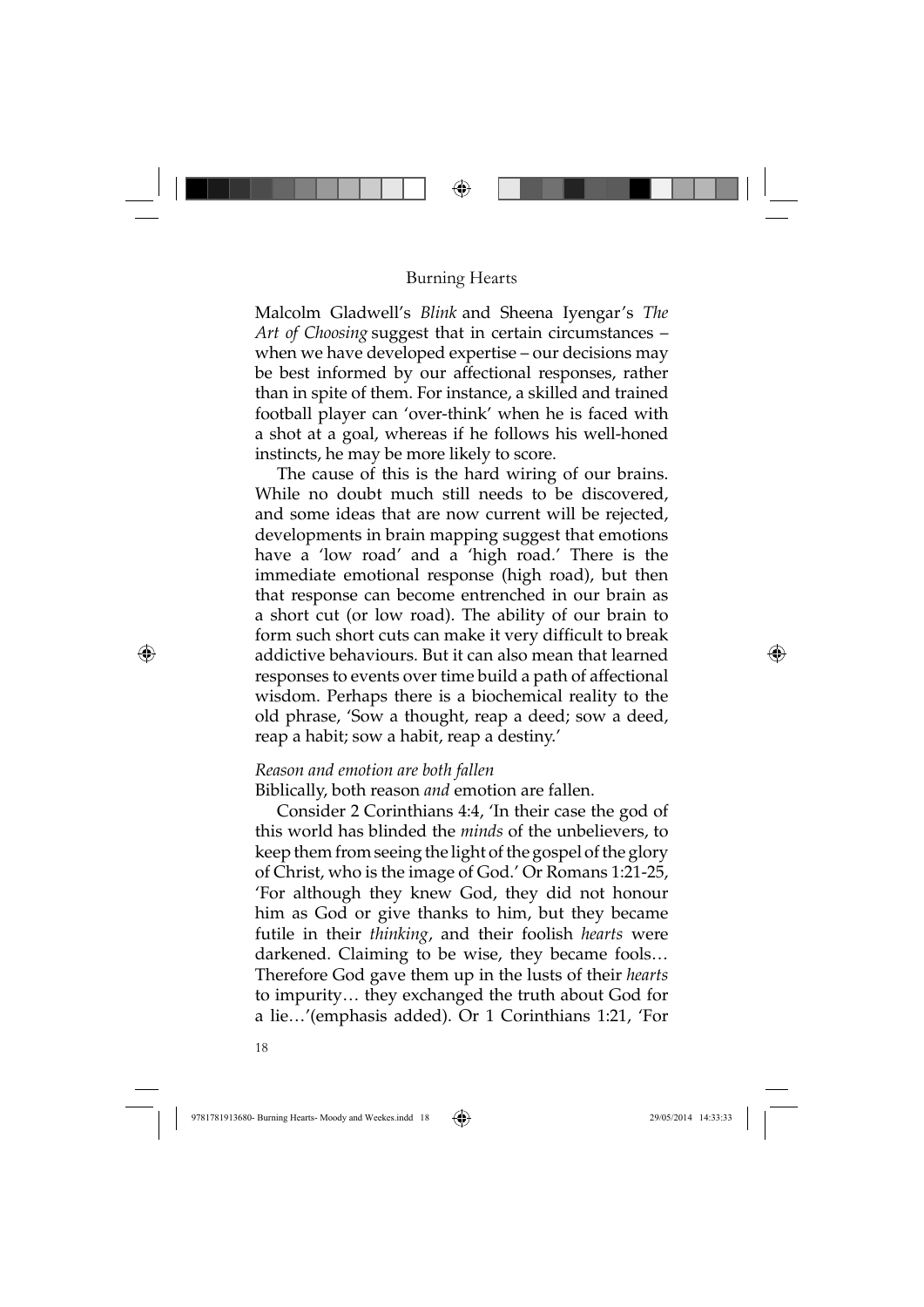Malcolm Gladwell's *Blink* and Sheena Iyengar's *The Art of Choosing* suggest that in certain circumstances – when we have developed expertise – our decisions may be best informed by our affectional responses, rather than in spite of them. For instance, a skilled and trained football player can 'over-think' when he is faced with a shot at a goal, whereas if he follows his well-honed instincts, he may be more likely to score.

The cause of this is the hard wiring of our brains. While no doubt much still needs to be discovered, and some ideas that are now current will be rejected, developments in brain mapping suggest that emotions have a 'low road' and a 'high road.' There is the immediate emotional response (high road), but then that response can become entrenched in our brain as a short cut (or low road). The ability of our brain to form such short cuts can make it very difficult to break addictive behaviours. But it can also mean that learned responses to events over time build a path of affectional wisdom. Perhaps there is a biochemical reality to the old phrase, 'Sow a thought, reap a deed; sow a deed, reap a habit; sow a habit, reap a destiny.'

*Reason and emotion are both fallen*

Biblically, both reason *and* emotion are fallen.

Consider 2 Corinthians 4:4, 'In their case the god of this world has blinded the *minds* of the unbelievers, to keep them from seeing the light of the gospel of the glory of Christ, who is the image of God.' Or Romans 1:21-25, 'For although they knew God, they did not honour him as God or give thanks to him, but they became futile in their *thinking*, and their foolish *hearts* were darkened. Claiming to be wise, they became fools… Therefore God gave them up in the lusts of their *hearts* to impurity… they exchanged the truth about God for a lie…'(emphasis added). Or 1 Corinthians 1:21, 'For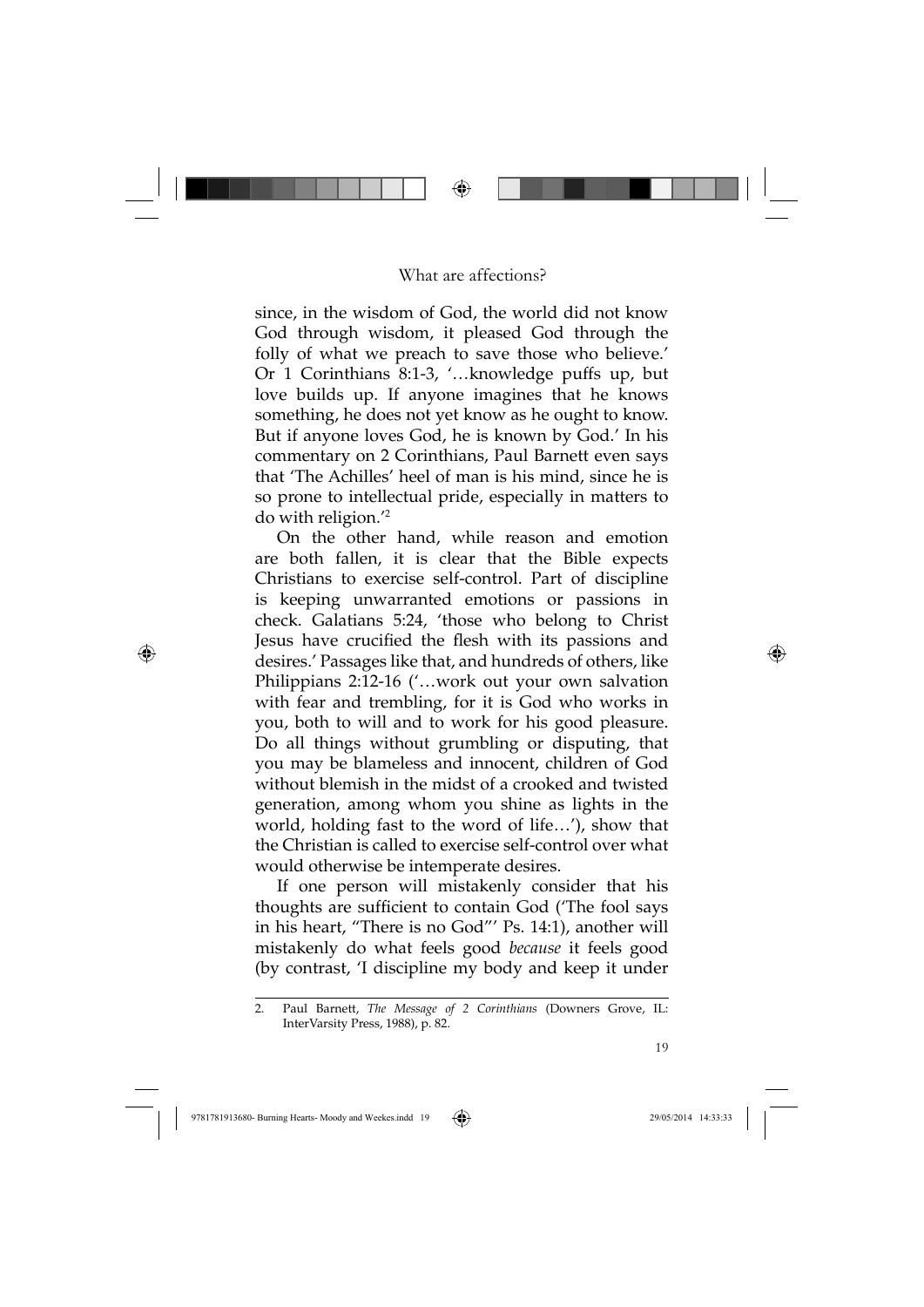since, in the wisdom of God, the world did not know God through wisdom, it pleased God through the folly of what we preach to save those who believe.' Or 1 Corinthians 8:1-3, '…knowledge puffs up, but love builds up. If anyone imagines that he knows something, he does not yet know as he ought to know. But if anyone loves God, he is known by God.' In his commentary on 2 Corinthians, Paul Barnett even says that 'The Achilles' heel of man is his mind, since he is so prone to intellectual pride, especially in matters to do with religion.'[2]

On the other hand, while reason and emotion are both fallen, it is clear that the Bible expects Christians to exercise self-control. Part of discipline is keeping unwarranted emotions or passions in check. Galatians 5:24, 'those who belong to Christ Jesus have crucified the flesh with its passions and desires.' Passages like that, and hundreds of others, like Philippians 2:12-16 ('…work out your own salvation with fear and trembling, for it is God who works in you, both to will and to work for his good pleasure. Do all things without grumbling or disputing, that you may be blameless and innocent, children of God without blemish in the midst of a crooked and twisted generation, among whom you shine as lights in the world, holding fast to the word of life…'), show that the Christian is called to exercise self-control over what would otherwise be intemperate desires.

If one person will mistakenly consider that his thoughts are sufficient to contain God ('The fool says in his heart, "There is no God"' Ps. 14:1), another will mistakenly do what feels good *because* it feels good (by contrast, 'I discipline my body and keep it under

2. Paul Barnett, *The Message of 2 Corinthians* (Downers Grove, IL: InterVarsity Press, 1988), p. 82.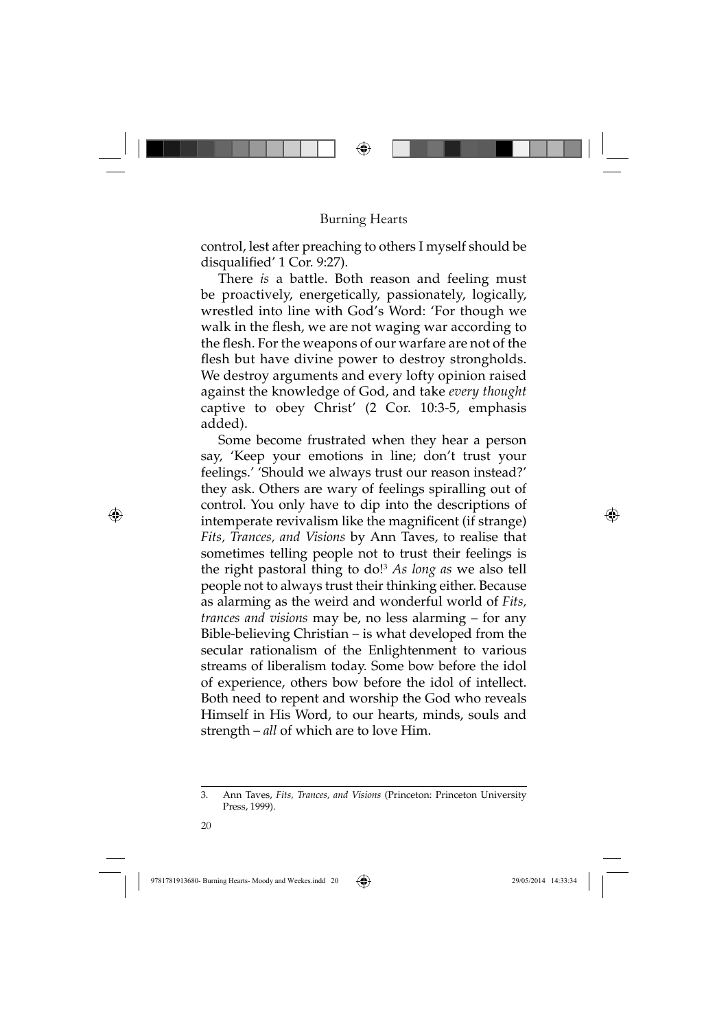control, lest after preaching to others I myself should be disqualified' 1 Cor. 9:27).

There *is* a battle. Both reason and feeling must be proactively, energetically, passionately, logically, wrestled into line with God's Word: 'For though we walk in the flesh, we are not waging war according to the flesh. For the weapons of our warfare are not of the flesh but have divine power to destroy strongholds. We destroy arguments and every lofty opinion raised against the knowledge of God, and take *every thought* captive to obey Christ' (2 Cor. 10:3-5, emphasis added).

Some become frustrated when they hear a person say, 'Keep your emotions in line; don't trust your feelings.' 'Should we always trust our reason instead?' they ask. Others are wary of feelings spiralling out of control. You only have to dip into the descriptions of intemperate revivalism like the magnificent (if strange) *Fits, Trances, and Visions* by Ann Taves, to realise that sometimes telling people not to trust their feelings is the right pastoral thing to do![3] *As long as* we also tell people not to always trust their thinking either. Because as alarming as the weird and wonderful world of *Fits, trances and visions* may be, no less alarming – for any Bible-believing Christian – is what developed from the secular rationalism of the Enlightenment to various streams of liberalism today. Some bow before the idol of experience, others bow before the idol of intellect. Both need to repent and worship the God who reveals Himself in His Word, to our hearts, minds, souls and strength – *all* of which are to love Him.

---

3. Ann Taves, *Fits, Trances, and Visions* (Princeton: Princeton University Press, 1999).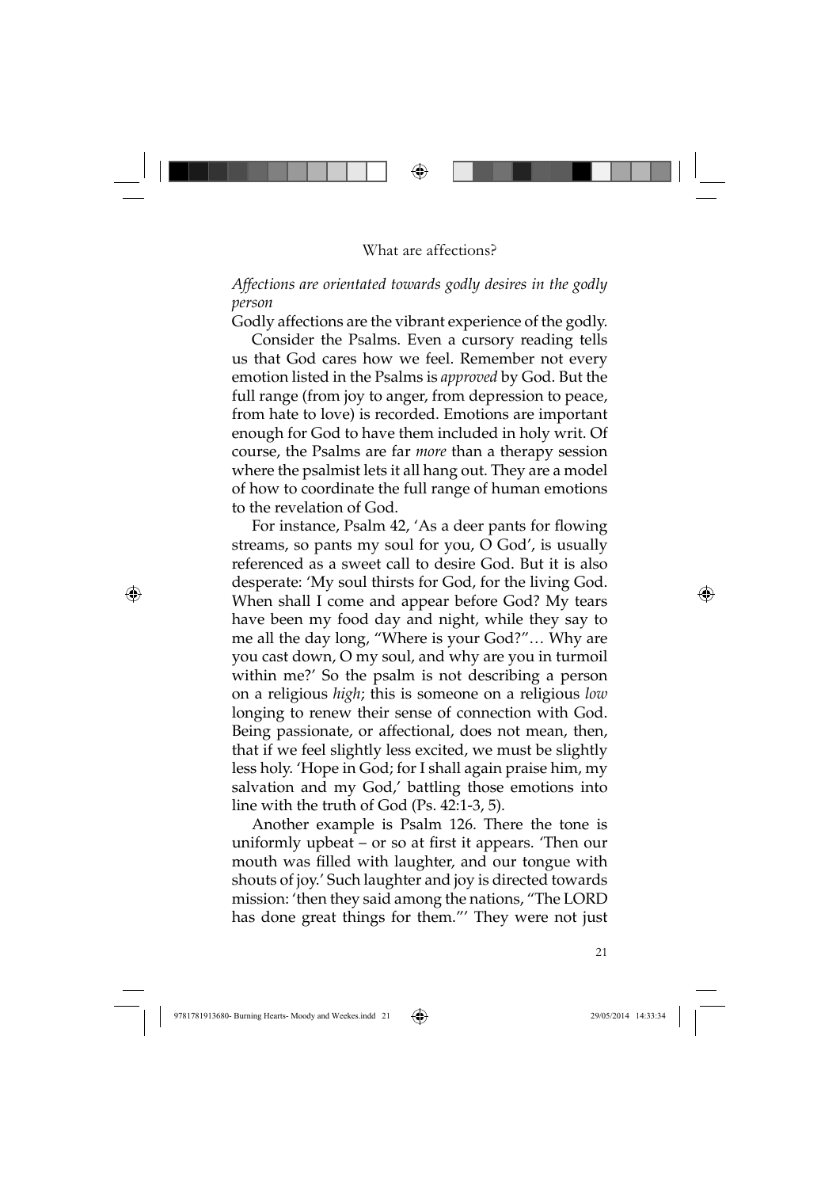*Affections are orientated towards godly desires in the godly person*

Godly affections are the vibrant experience of the godly.

Consider the Psalms. Even a cursory reading tells us that God cares how we feel. Remember not every emotion listed in the Psalms is *approved* by God. But the full range (from joy to anger, from depression to peace, from hate to love) is recorded. Emotions are important enough for God to have them included in holy writ. Of course, the Psalms are far *more* than a therapy session where the psalmist lets it all hang out. They are a model of how to coordinate the full range of human emotions to the revelation of God.

For instance, Psalm 42, 'As a deer pants for flowing streams, so pants my soul for you, O God', is usually referenced as a sweet call to desire God. But it is also desperate: 'My soul thirsts for God, for the living God. When shall I come and appear before God? My tears have been my food day and night, while they say to me all the day long, "Where is your God?"… Why are you cast down, O my soul, and why are you in turmoil within me?' So the psalm is not describing a person on a religious *high*; this is someone on a religious *low* longing to renew their sense of connection with God. Being passionate, or affectional, does not mean, then, that if we feel slightly less excited, we must be slightly less holy. 'Hope in God; for I shall again praise him, my salvation and my God,' battling those emotions into line with the truth of God (Ps. 42:1-3, 5).

Another example is Psalm 126. There the tone is uniformly upbeat – or so at first it appears. 'Then our mouth was filled with laughter, and our tongue with shouts of joy.' Such laughter and joy is directed towards mission: 'then they said among the nations, "The LORD has done great things for them."' They were not just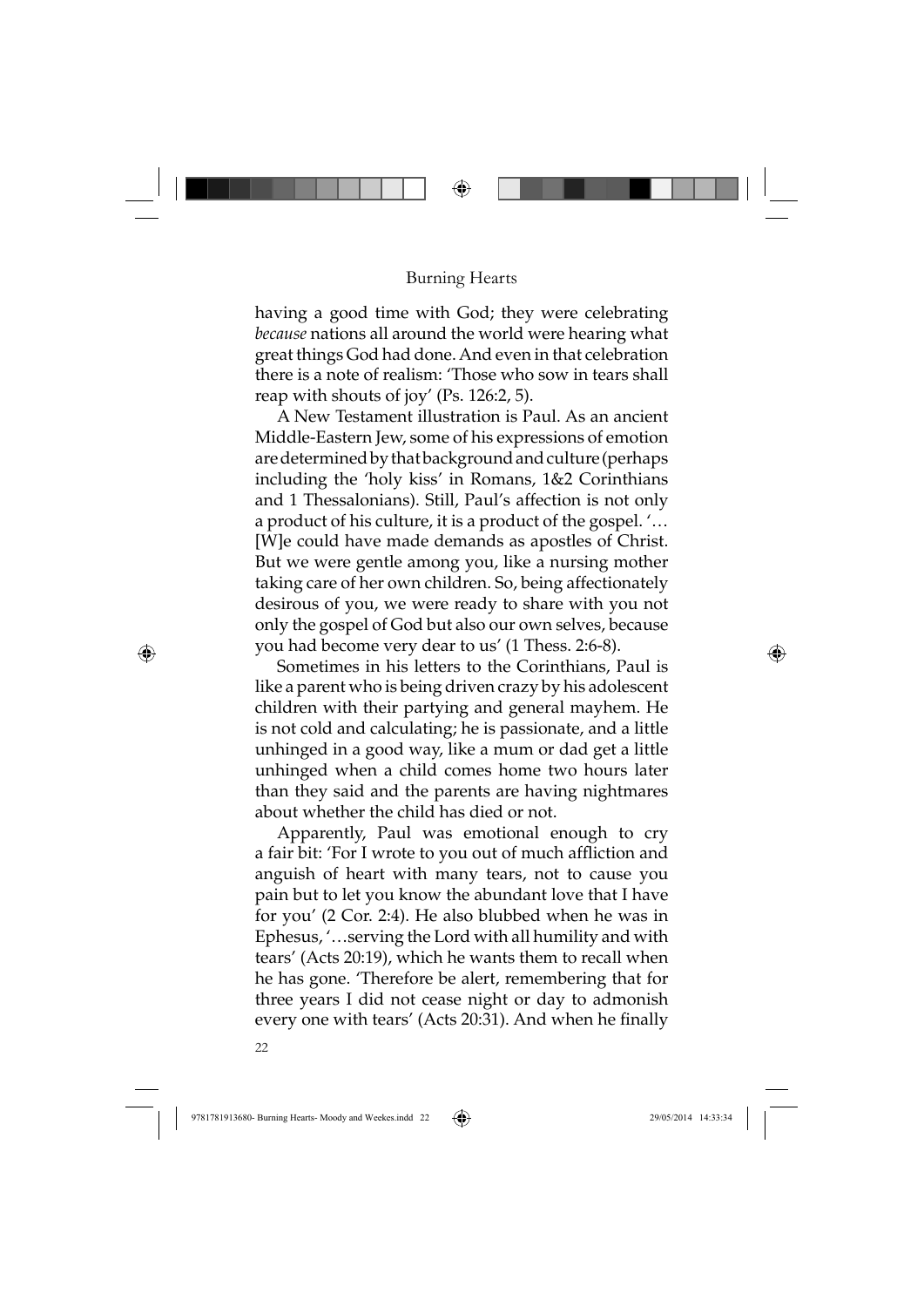having a good time with God; they were celebrating *because* nations all around the world were hearing what great things God had done. And even in that celebration there is a note of realism: 'Those who sow in tears shall reap with shouts of joy' (Ps. 126:2, 5).

A New Testament illustration is Paul. As an ancient Middle-Eastern Jew, some of his expressions of emotion are determined by that background and culture (perhaps including the 'holy kiss' in Romans, 1&2 Corinthians and 1 Thessalonians). Still, Paul's affection is not only a product of his culture, it is a product of the gospel. '… [W]e could have made demands as apostles of Christ. But we were gentle among you, like a nursing mother taking care of her own children. So, being affectionately desirous of you, we were ready to share with you not only the gospel of God but also our own selves, because you had become very dear to us' (1 Thess. 2:6-8).

Sometimes in his letters to the Corinthians, Paul is like a parent who is being driven crazy by his adolescent children with their partying and general mayhem. He is not cold and calculating; he is passionate, and a little unhinged in a good way, like a mum or dad get a little unhinged when a child comes home two hours later than they said and the parents are having nightmares about whether the child has died or not.

Apparently, Paul was emotional enough to cry a fair bit: 'For I wrote to you out of much affliction and anguish of heart with many tears, not to cause you pain but to let you know the abundant love that I have for you' (2 Cor. 2:4). He also blubbed when he was in Ephesus, '…serving the Lord with all humility and with tears' (Acts 20:19), which he wants them to recall when he has gone. 'Therefore be alert, remembering that for three years I did not cease night or day to admonish every one with tears' (Acts 20:31). And when he finally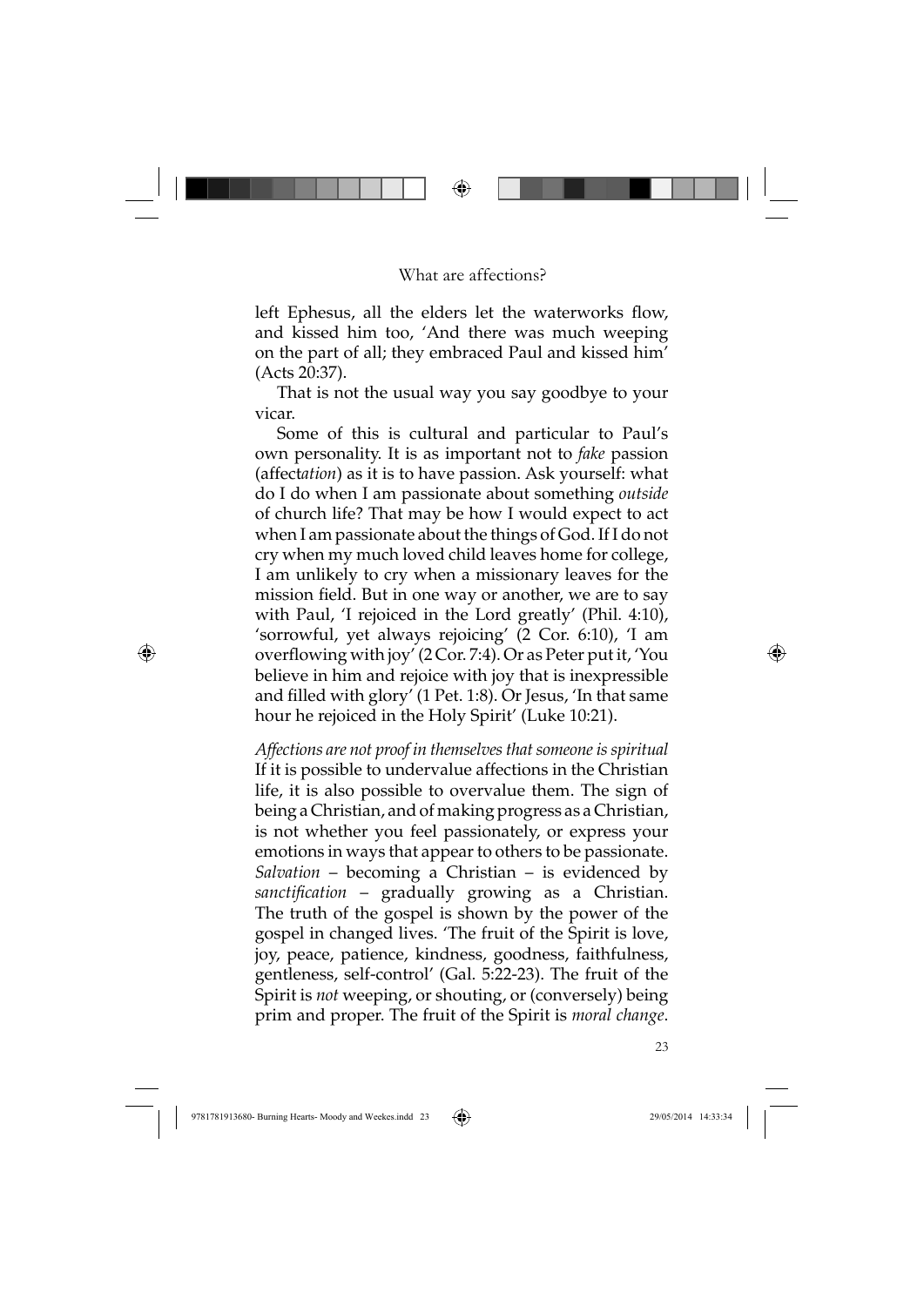left Ephesus, all the elders let the waterworks flow, and kissed him too, 'And there was much weeping on the part of all; they embraced Paul and kissed him' (Acts 20:37).

That is not the usual way you say goodbye to your vicar.

Some of this is cultural and particular to Paul's own personality. It is as important not to *fake* passion (affect*ation*) as it is to have passion. Ask yourself: what do I do when I am passionate about something *outside* of church life? That may be how I would expect to act when I am passionate about the things of God. If I do not cry when my much loved child leaves home for college, I am unlikely to cry when a missionary leaves for the mission field. But in one way or another, we are to say with Paul, 'I rejoiced in the Lord greatly' (Phil. 4:10), 'sorrowful, yet always rejoicing' (2 Cor. 6:10), 'I am overflowing with joy' (2 Cor. 7:4). Or as Peter put it, 'You believe in him and rejoice with joy that is inexpressible and filled with glory' (1 Pet. 1:8). Or Jesus, 'In that same hour he rejoiced in the Holy Spirit' (Luke 10:21).

*Affections are not proof in themselves that someone is spiritual*

If it is possible to undervalue affections in the Christian life, it is also possible to overvalue them. The sign of being a Christian, and of making progress as a Christian, is not whether you feel passionately, or express your emotions in ways that appear to others to be passionate. *Salvation* – becoming a Christian – is evidenced by *sanctification* – gradually growing as a Christian. The truth of the gospel is shown by the power of the gospel in changed lives. 'The fruit of the Spirit is love, joy, peace, patience, kindness, goodness, faithfulness, gentleness, self-control' (Gal. 5:22-23). The fruit of the Spirit is *not* weeping, or shouting, or (conversely) being prim and proper. The fruit of the Spirit is *moral change*.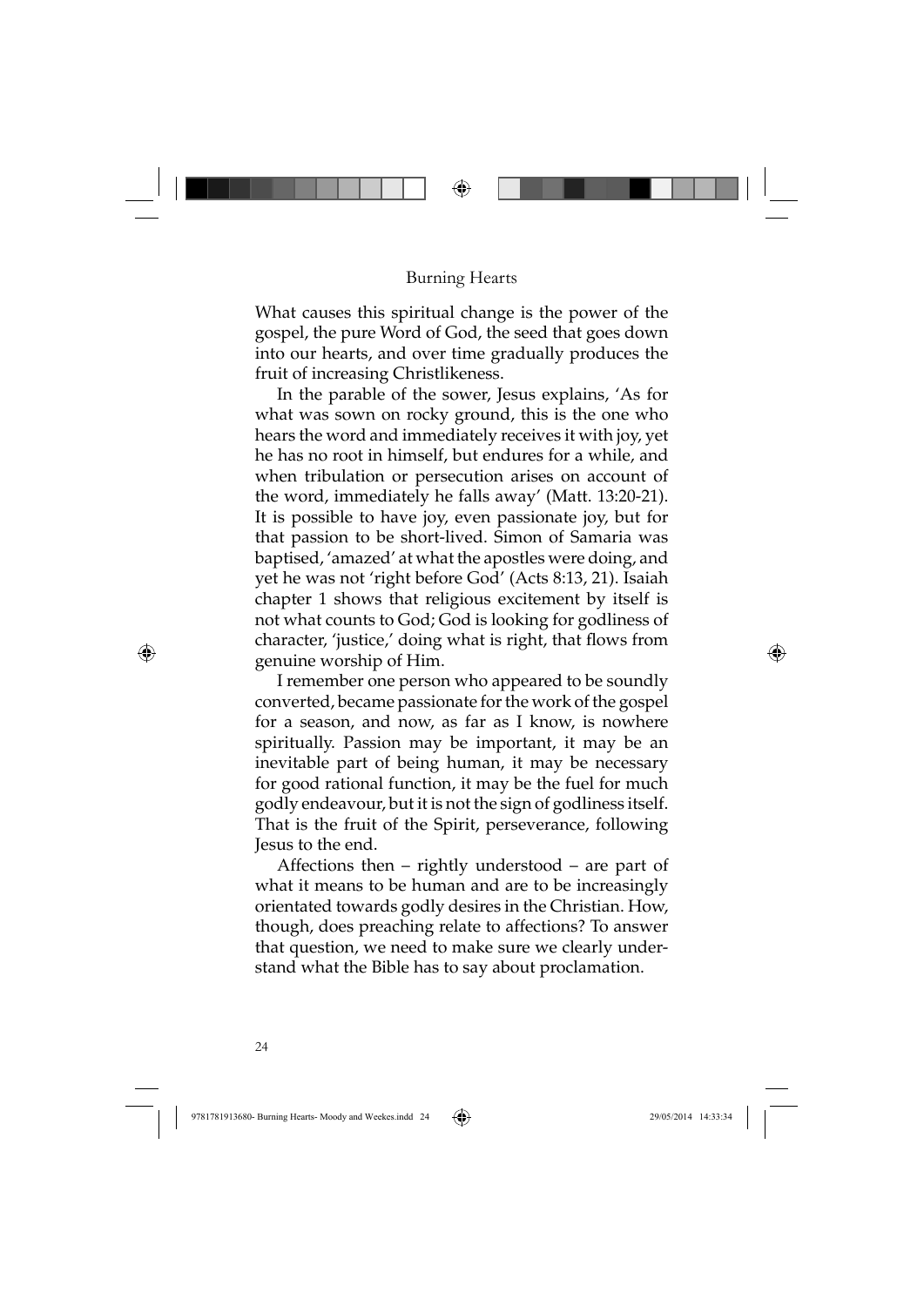What causes this spiritual change is the power of the gospel, the pure Word of God, the seed that goes down into our hearts, and over time gradually produces the fruit of increasing Christlikeness.

In the parable of the sower, Jesus explains, 'As for what was sown on rocky ground, this is the one who hears the word and immediately receives it with joy, yet he has no root in himself, but endures for a while, and when tribulation or persecution arises on account of the word, immediately he falls away' (Matt. 13:20-21). It is possible to have joy, even passionate joy, but for that passion to be short-lived. Simon of Samaria was baptised, 'amazed' at what the apostles were doing, and yet he was not 'right before God' (Acts 8:13, 21). Isaiah chapter 1 shows that religious excitement by itself is not what counts to God; God is looking for godliness of character, 'justice,' doing what is right, that flows from genuine worship of Him.

I remember one person who appeared to be soundly converted, became passionate for the work of the gospel for a season, and now, as far as I know, is nowhere spiritually. Passion may be important, it may be an inevitable part of being human, it may be necessary for good rational function, it may be the fuel for much godly endeavour, but it is not the sign of godliness itself. That is the fruit of the Spirit, perseverance, following Jesus to the end.

Affections then – rightly understood – are part of what it means to be human and are to be increasingly orientated towards godly desires in the Christian. How, though, does preaching relate to affections? To answer that question, we need to make sure we clearly understand what the Bible has to say about proclamation.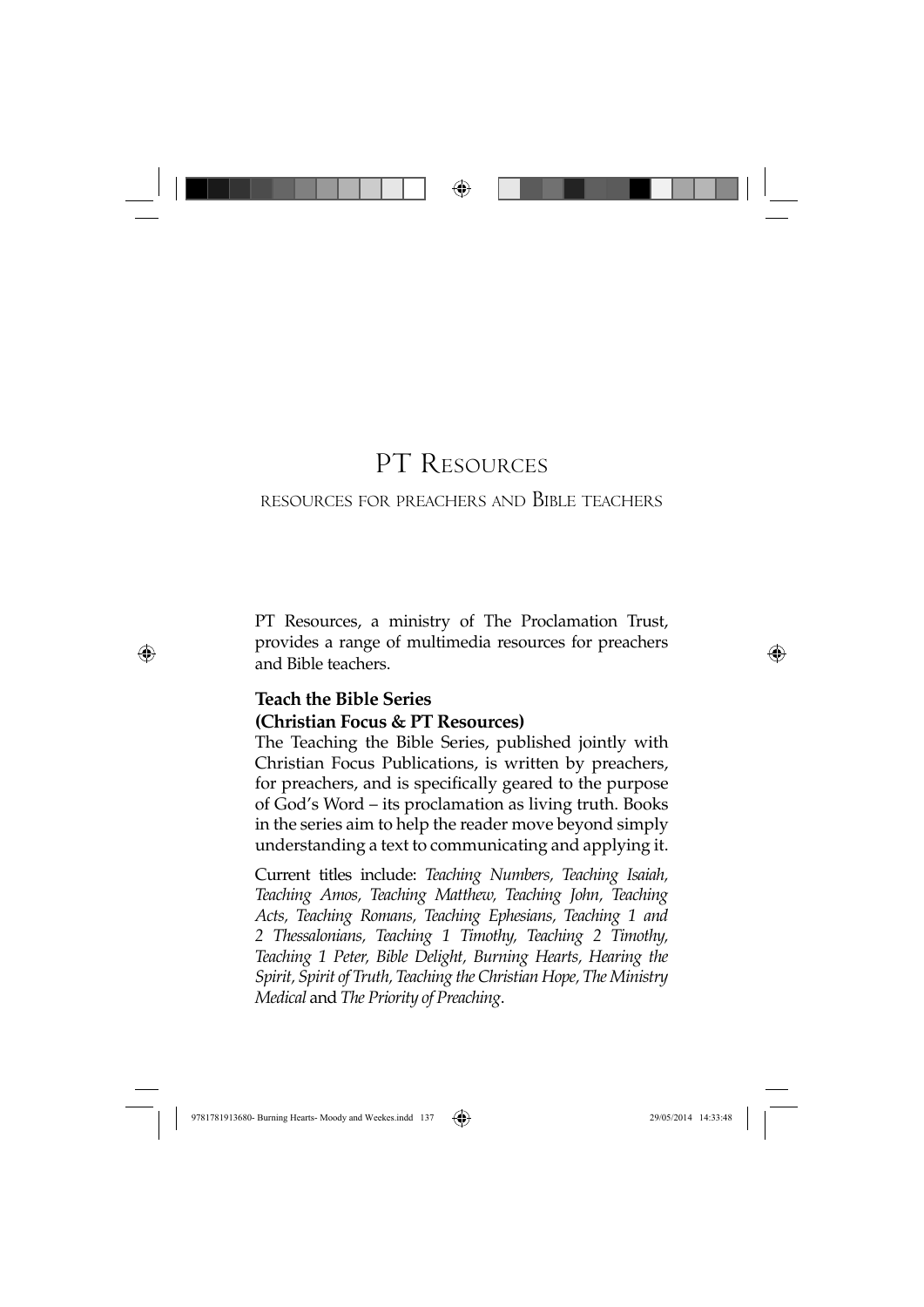# PT Resources

## resources for preachers and Bible teachers

PT Resources, a ministry of The Proclamation Trust, provides a range of multimedia resources for preachers and Bible teachers.

### Teach the Bible Series
### (Christian Focus & PT Resources)

The Teaching the Bible Series, published jointly with Christian Focus Publications, is written by preachers, for preachers, and is specifically geared to the purpose of God's Word – its proclamation as living truth. Books in the series aim to help the reader move beyond simply understanding a text to communicating and applying it.

Current titles include: *Teaching Numbers, Teaching Isaiah, Teaching Amos, Teaching Matthew, Teaching John, Teaching Acts, Teaching Romans, Teaching Ephesians, Teaching 1 and 2 Thessalonians, Teaching 1 Timothy, Teaching 2 Timothy, Teaching 1 Peter, Bible Delight, Burning Hearts, Hearing the Spirit, Spirit of Truth, Teaching the Christian Hope, The Ministry Medical* and *The Priority of Preaching*.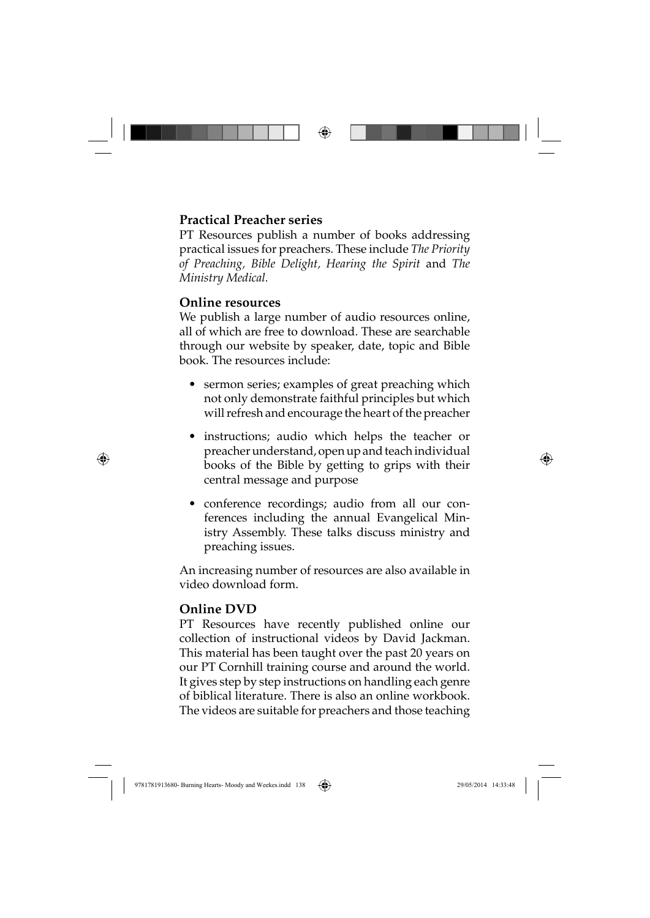## Practical Preacher series

PT Resources publish a number of books addressing practical issues for preachers. These include *The Priority of Preaching*, *Bible Delight*, *Hearing the Spirit* and *The Ministry Medical*.

## Online resources

We publish a large number of audio resources online, all of which are free to download. These are searchable through our website by speaker, date, topic and Bible book. The resources include:

- sermon series; examples of great preaching which not only demonstrate faithful principles but which will refresh and encourage the heart of the preacher
- instructions; audio which helps the teacher or preacher understand, open up and teach individual books of the Bible by getting to grips with their central message and purpose
- conference recordings; audio from all our conferences including the annual Evangelical Ministry Assembly. These talks discuss ministry and preaching issues.

An increasing number of resources are also available in video download form.

## Online DVD

PT Resources have recently published online our collection of instructional videos by David Jackman. This material has been taught over the past 20 years on our PT Cornhill training course and around the world. It gives step by step instructions on handling each genre of biblical literature. There is also an online workbook. The videos are suitable for preachers and those teaching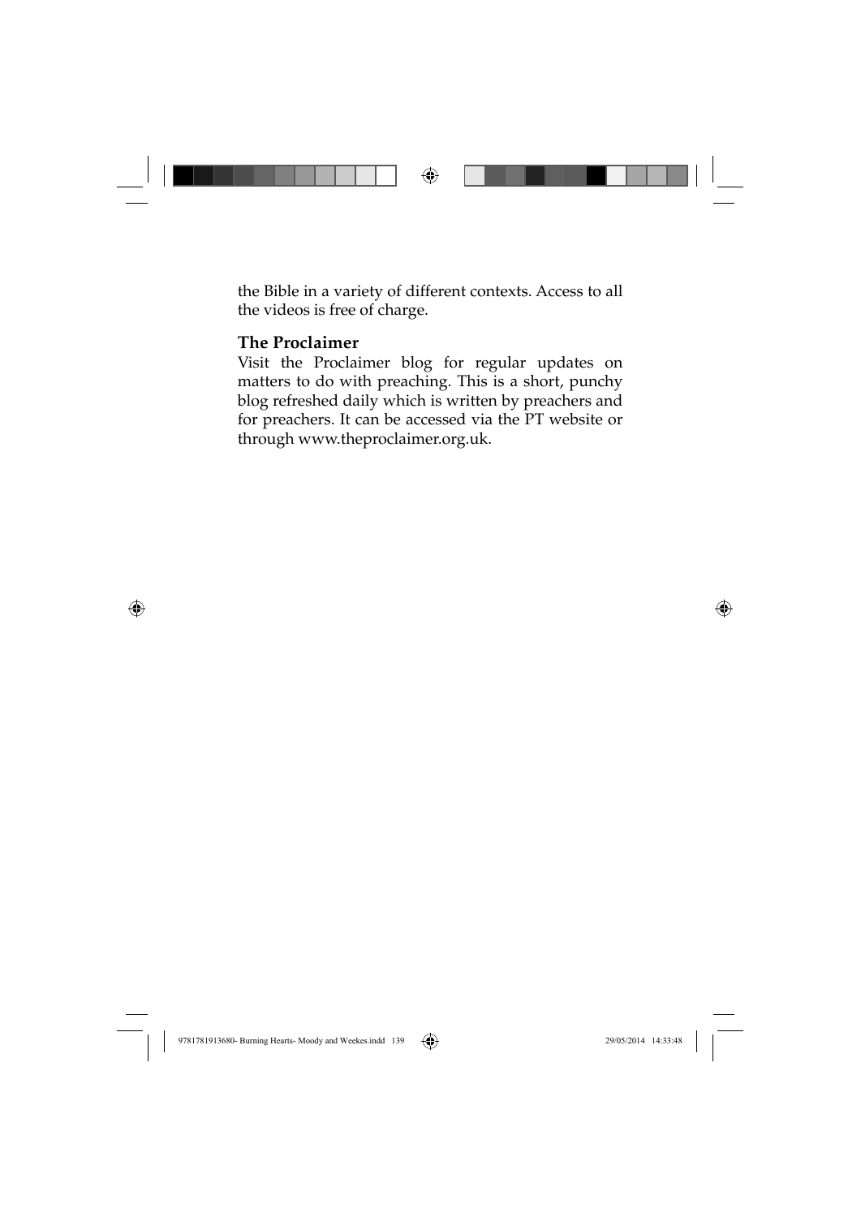the Bible in a variety of different contexts. Access to all the videos is free of charge.

**The Proclaimer**

Visit the Proclaimer blog for regular updates on matters to do with preaching. This is a short, punchy blog refreshed daily which is written by preachers and for preachers. It can be accessed via the PT website or through www.theproclaimer.org.uk.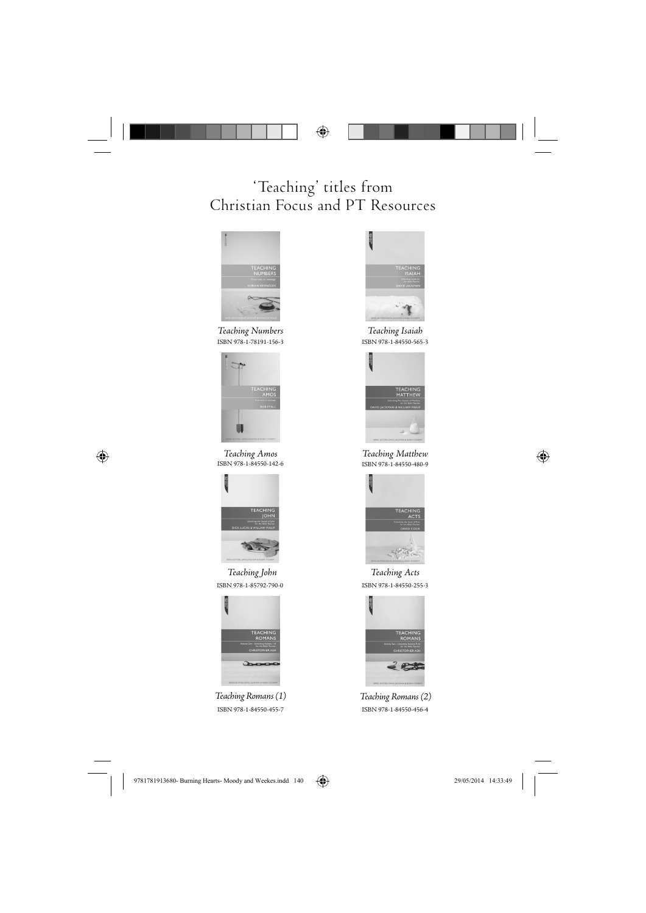# 'Teaching' titles from Christian Focus and PT Resources

*Teaching Numbers*
ISBN 978-1-78191-156-3

*Teaching Isaiah*
ISBN 978-1-84550-565-3

*Teaching Amos*
ISBN 978-1-84550-142-6

*Teaching Matthew*
ISBN 978-1-84550-480-9

*Teaching John*
ISBN 978-1-85792-790-0

*Teaching Acts*
ISBN 978-1-84550-255-3

*Teaching Romans (1)*
ISBN 978-1-84550-455-7

*Teaching Romans (2)*
ISBN 978-1-84550-456-4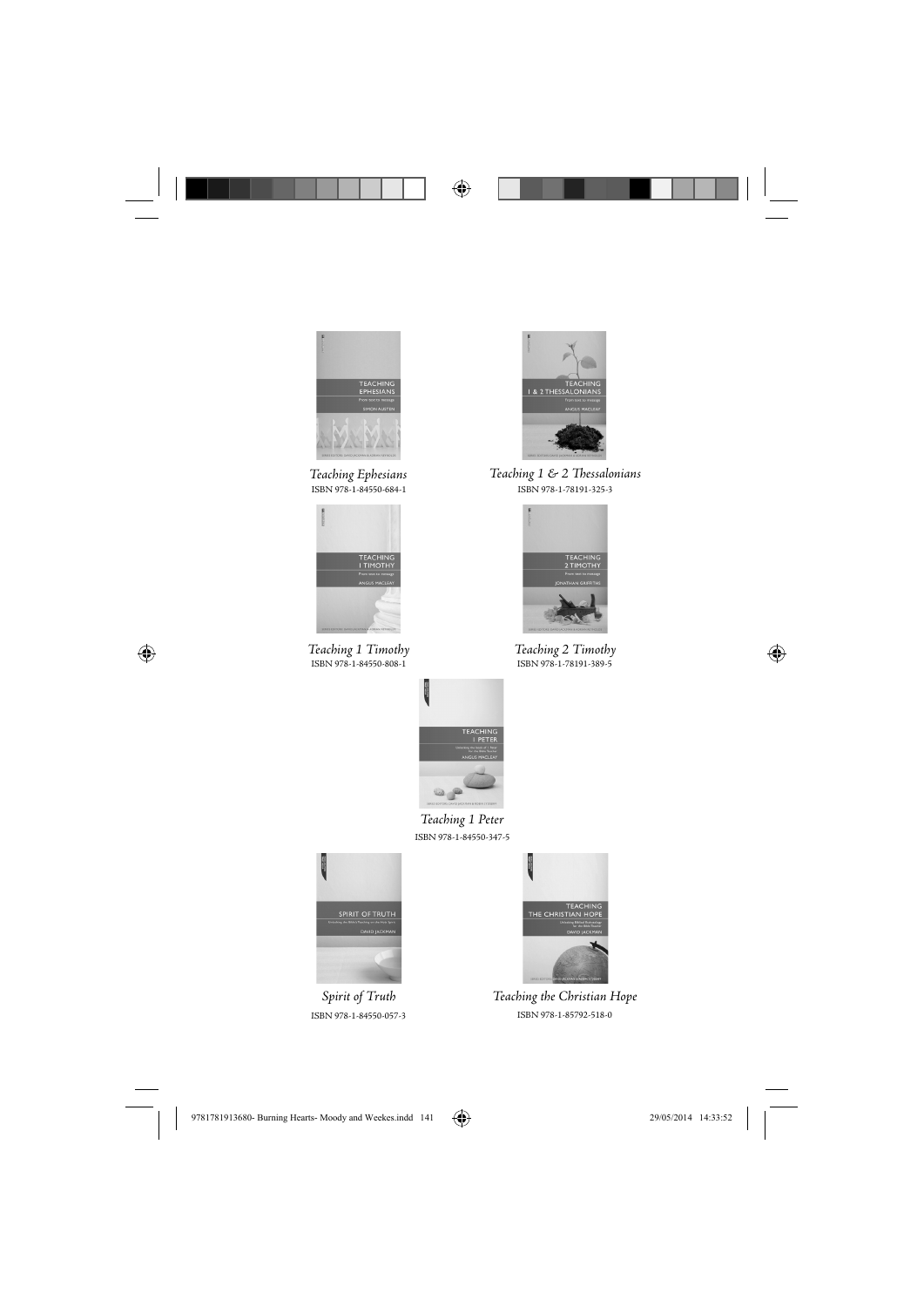*Teaching Ephesians*
ISBN 978-1-84550-684-1

*Teaching 1 & 2 Thessalonians*
ISBN 978-1-78191-325-3

*Teaching 1 Timothy*
ISBN 978-1-84550-808-1

*Teaching 2 Timothy*
ISBN 978-1-78191-389-5

*Teaching 1 Peter*
ISBN 978-1-84550-347-5

*Spirit of Truth*
ISBN 978-1-84550-057-3

*Teaching the Christian Hope*
ISBN 978-1-85792-518-0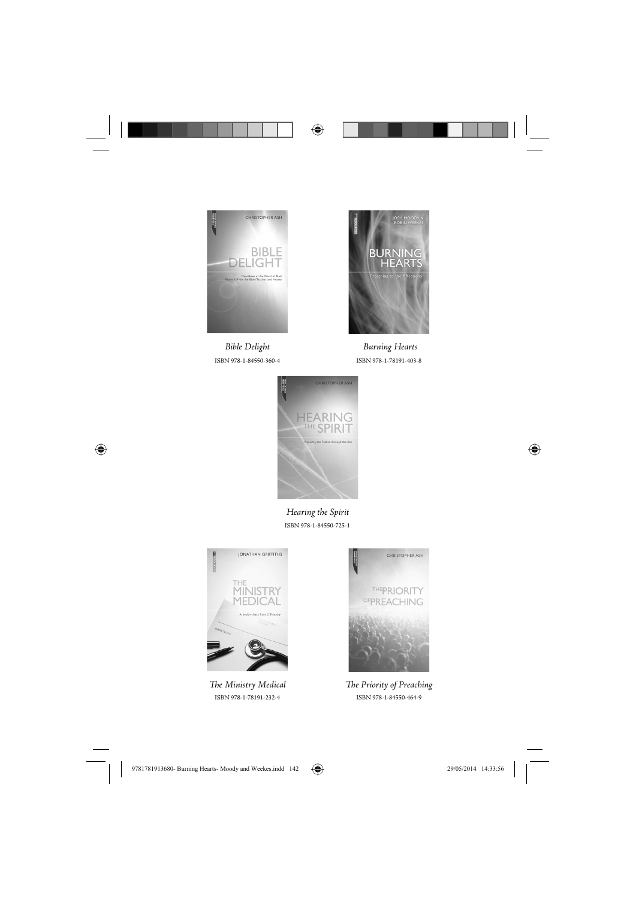*Bible Delight*
ISBN 978-1-84550-360-4

*Burning Hearts*
ISBN 978-1-78191-403-8

*Hearing the Spirit*
ISBN 978-1-84550-725-1

*The Ministry Medical*
ISBN 978-1-78191-232-4

*The Priority of Preaching*
ISBN 978-1-84550-464-9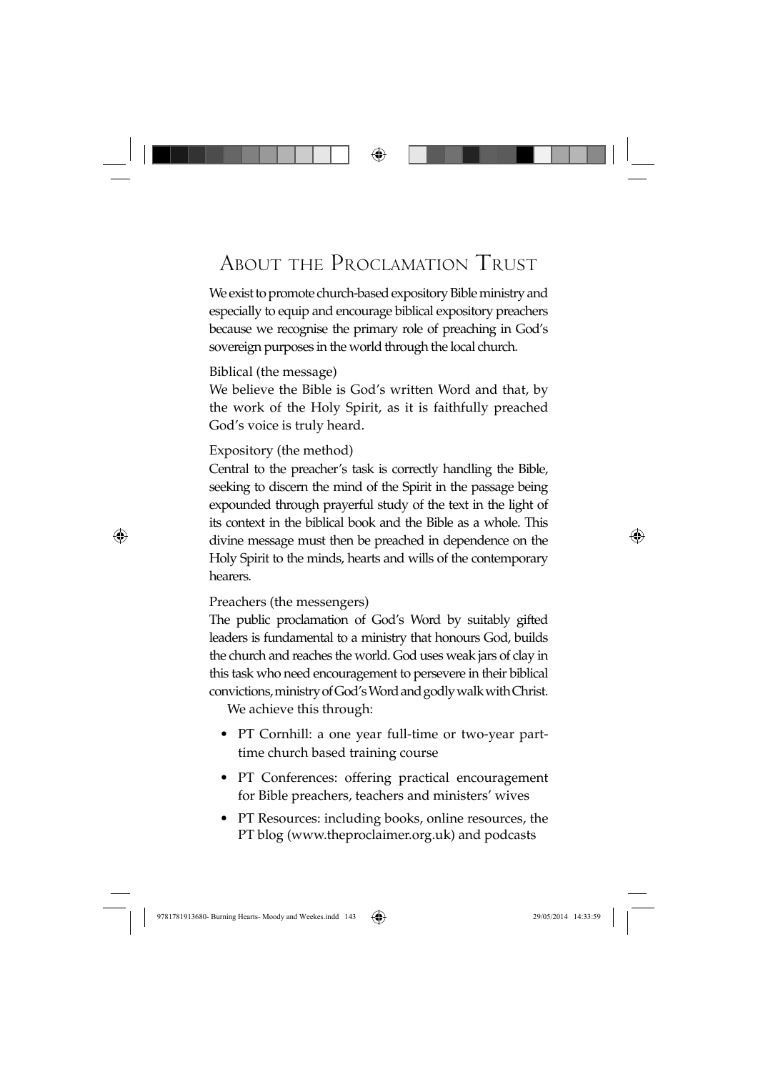# About the Proclamation Trust

We exist to promote church-based expository Bible ministry and especially to equip and encourage biblical expository preachers because we recognise the primary role of preaching in God's sovereign purposes in the world through the local church.

Biblical (the message)
We believe the Bible is God's written Word and that, by the work of the Holy Spirit, as it is faithfully preached God's voice is truly heard.

Expository (the method)
Central to the preacher's task is correctly handling the Bible, seeking to discern the mind of the Spirit in the passage being expounded through prayerful study of the text in the light of its context in the biblical book and the Bible as a whole. This divine message must then be preached in dependence on the Holy Spirit to the minds, hearts and wills of the contemporary hearers.

Preachers (the messengers)
The public proclamation of God's Word by suitably gifted leaders is fundamental to a ministry that honours God, builds the church and reaches the world. God uses weak jars of clay in this task who need encouragement to persevere in their biblical convictions, ministry of God's Word and godly walk with Christ.

We achieve this through:

- PT Cornhill: a one year full-time or two-year part-time church based training course
- PT Conferences: offering practical encouragement for Bible preachers, teachers and ministers' wives
- PT Resources: including books, online resources, the PT blog (www.theproclaimer.org.uk) and podcasts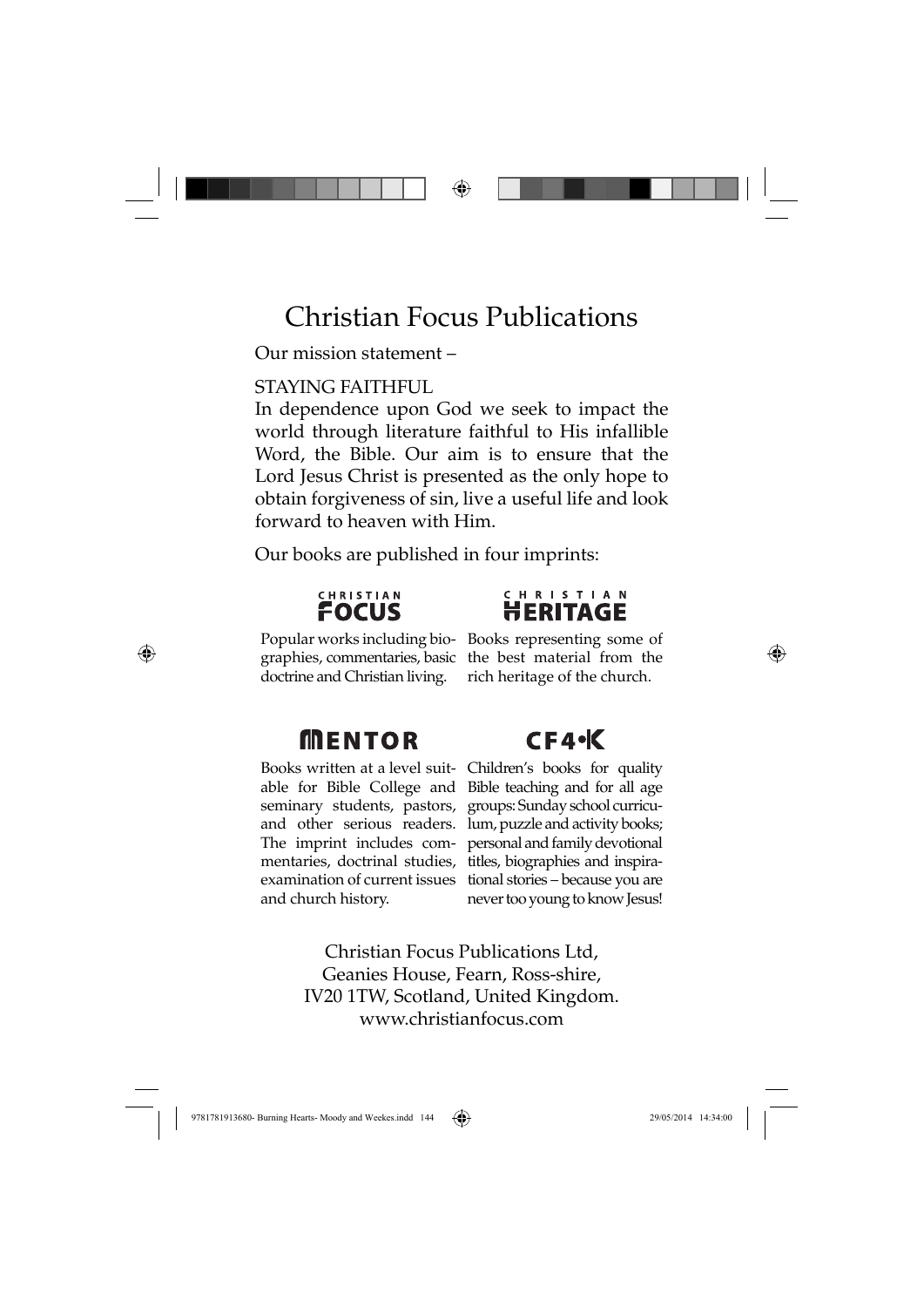# Christian Focus Publications

Our mission statement –

STAYING FAITHFUL

In dependence upon God we seek to impact the world through literature faithful to His infallible Word, the Bible. Our aim is to ensure that the Lord Jesus Christ is presented as the only hope to obtain forgiveness of sin, live a useful life and look forward to heaven with Him.

Our books are published in four imprints:

**CHRISTIAN FOCUS**

Popular works including biographies, commentaries, basic doctrine and Christian living.

**CHRISTIAN HERITAGE**

Books representing some of the best material from the rich heritage of the church.

**MENTOR**

Books written at a level suitable for Bible College and seminary students, pastors, and other serious readers. The imprint includes commentaries, doctrinal studies, examination of current issues and church history.

**CF4·K**

Children's books for quality Bible teaching and for all age groups: Sunday school curriculum, puzzle and activity books; personal and family devotional titles, biographies and inspirational stories – because you are never too young to know Jesus!

Christian Focus Publications Ltd,
Geanies House, Fearn, Ross-shire,
IV20 1TW, Scotland, United Kingdom.
www.christianfocus.com